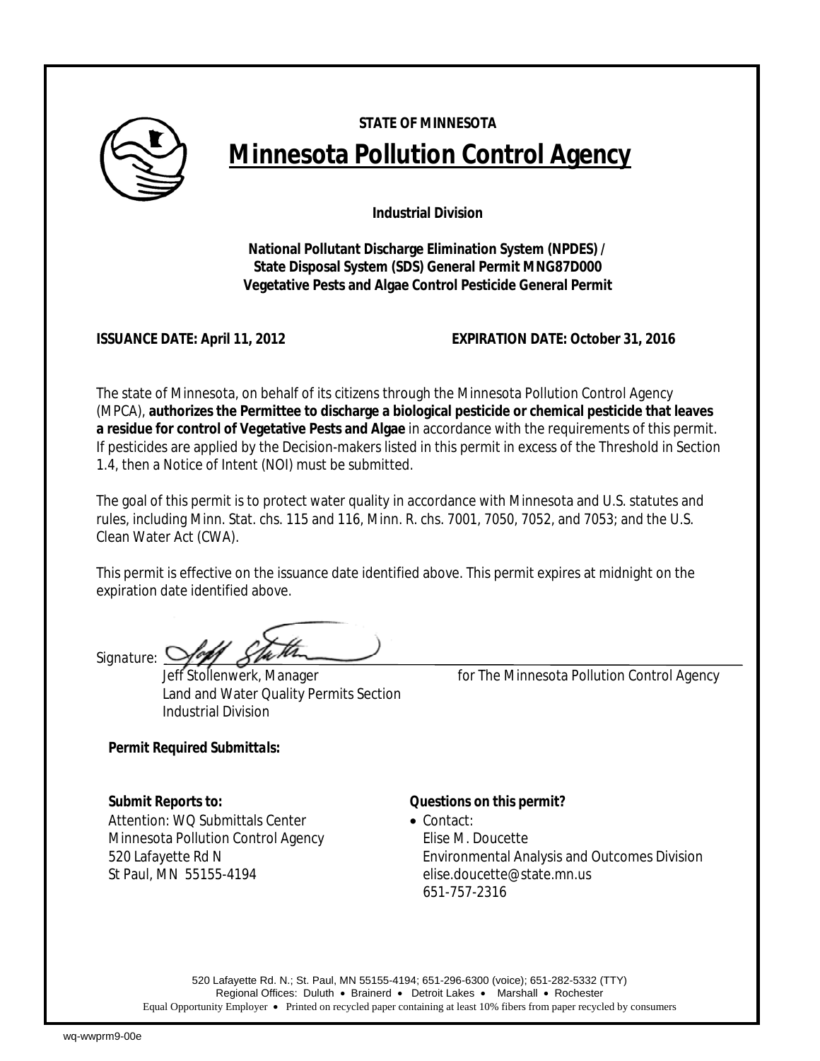**STATE OF MINNESOTA**

# Minnesota Pollution Control Agency

**Industrial Division**

**National Pollutant Discharge Elimination System (NPDES) / State Disposal System (SDS) General Permit MNG87D000 Vegetative Pests and Algae Control Pesticide General Permit**

**ISSUANCE DATE: April 11, 2012** **EXPIRATION DATE: October 31, 2016**

The state of Minnesota, on behalf of its citizens through the Minnesota Pollution Control Agency (MPCA), **authorizes the Permittee to discharge a biological pesticide or chemical pesticide that leaves a residue for control of Vegetative Pests and Algae** in accordance with the requirements of this permit. If pesticides are applied by the Decision-makers listed in this permit in excess of the Threshold in Section 1.4, then a Notice of Intent (NOI) must be submitted.

The goal of this permit is to protect water quality in accordance with Minnesota and U.S. statutes and rules, including Minn. Stat. chs. 115 and 116, Minn. R. chs. 7001, 7050, 7052, and 7053; and the U.S. Clean Water Act (CWA).

This permit is effective on the issuance date identified above. This permit expires at midnight on the expiration date identified above.

Signature:

Jeff Stollenwerk, Manager
Land and Water Quality Permits Section
Industrial Division

for The Minnesota Pollution Control Agency

***Permit Required Submittals:***

**Submit Reports to:**
Attention: WQ Submittals Center
Minnesota Pollution Control Agency
520 Lafayette Rd N
St Paul, MN 55155-4194

**Questions on this permit?**
- Contact:
  Elise M. Doucette
  Environmental Analysis and Outcomes Division
  elise.doucette@state.mn.us
  651-757-2316

520 Lafayette Rd. N.; St. Paul, MN 55155-4194; 651-296-6300 (voice); 651-282-5332 (TTY)
Regional Offices: Duluth • Brainerd • Detroit Lakes • Marshall • Rochester
Equal Opportunity Employer • Printed on recycled paper containing at least 10% fibers from paper recycled by consumers

wq-wwprm9-00e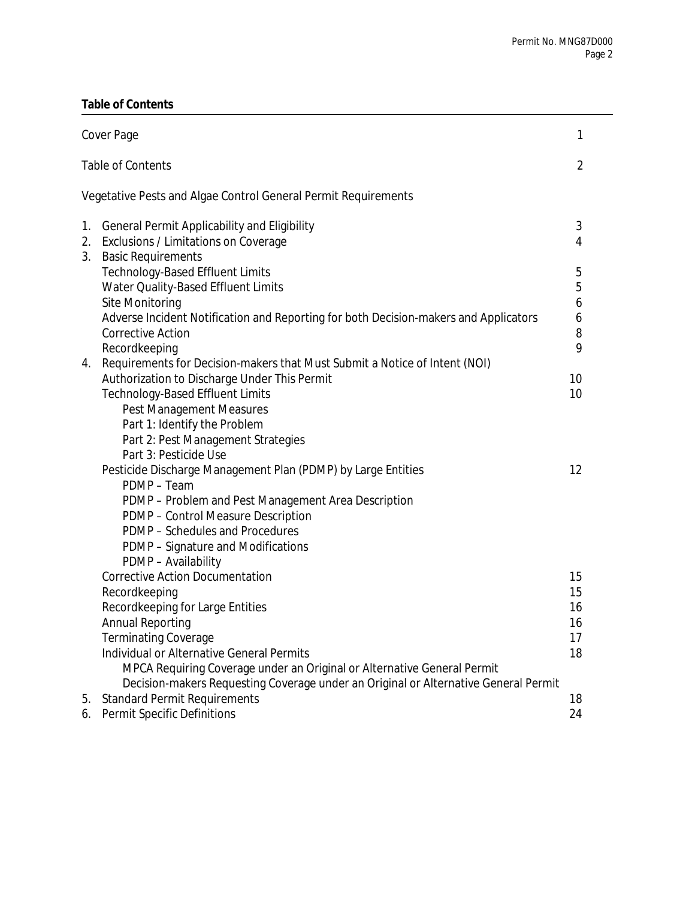**Table of Contents**

| | |
|---|---|
| Cover Page | 1 |
| Table of Contents | 2 |
| Vegetative Pests and Algae Control General Permit Requirements | |
| 1. General Permit Applicability and Eligibility | 3 |
| 2. Exclusions / Limitations on Coverage | 4 |
| 3. Basic Requirements | |
| Technology-Based Effluent Limits | 5 |
| Water Quality-Based Effluent Limits | 5 |
| Site Monitoring | 6 |
| Adverse Incident Notification and Reporting for both Decision-makers and Applicators | 6 |
| Corrective Action | 8 |
| Recordkeeping | 9 |
| 4. Requirements for Decision-makers that Must Submit a Notice of Intent (NOI) | |
| Authorization to Discharge Under This Permit | 10 |
| Technology-Based Effluent Limits | 10 |
| Pest Management Measures | |
| Part 1: Identify the Problem | |
| Part 2: Pest Management Strategies | |
| Part 3: Pesticide Use | |
| Pesticide Discharge Management Plan (PDMP) by Large Entities | 12 |
| PDMP – Team | |
| PDMP – Problem and Pest Management Area Description | |
| PDMP – Control Measure Description | |
| PDMP – Schedules and Procedures | |
| PDMP – Signature and Modifications | |
| PDMP – Availability | |
| Corrective Action Documentation | 15 |
| Recordkeeping | 15 |
| Recordkeeping for Large Entities | 16 |
| Annual Reporting | 16 |
| Terminating Coverage | 17 |
| Individual or Alternative General Permits | 18 |
| MPCA Requiring Coverage under an Original or Alternative General Permit | |
| Decision-makers Requesting Coverage under an Original or Alternative General Permit | |
| 5. Standard Permit Requirements | 18 |
| 6. Permit Specific Definitions | 24 |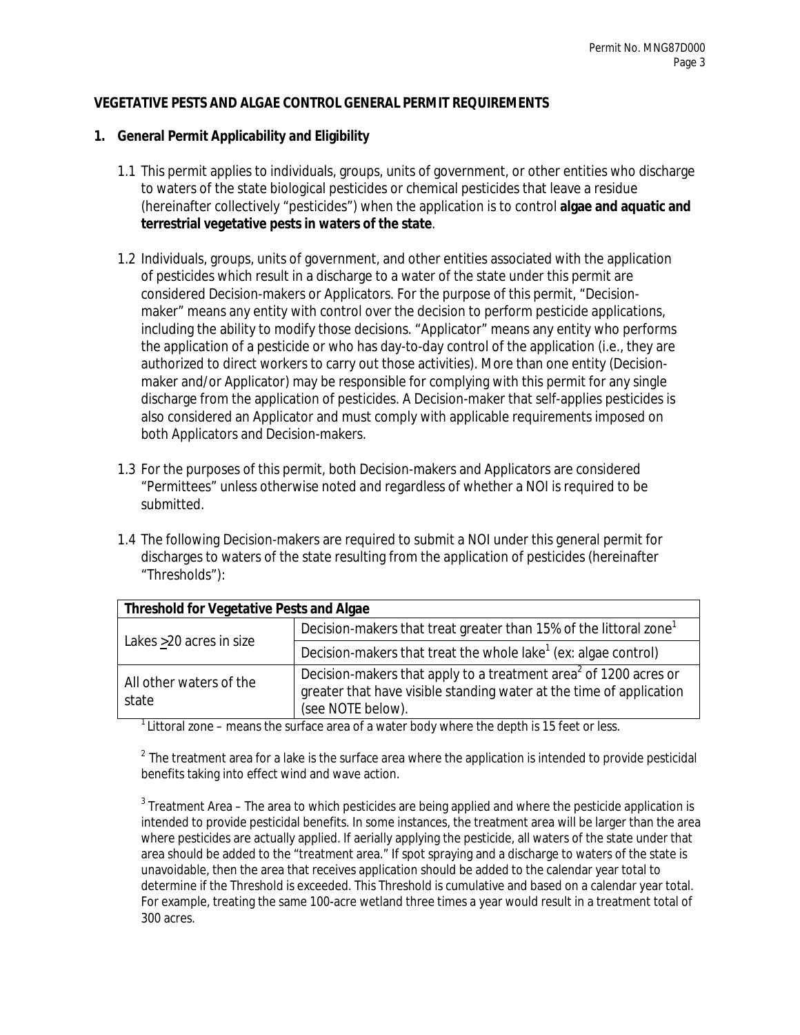**VEGETATIVE PESTS AND ALGAE CONTROL GENERAL PERMIT REQUIREMENTS**

**1. General Permit Applicability and Eligibility**

1.1 This permit applies to individuals, groups, units of government, or other entities who discharge to waters of the state biological pesticides or chemical pesticides that leave a residue (hereinafter collectively "pesticides") when the application is to control **algae and aquatic and terrestrial vegetative pests in waters of the state**.

1.2 Individuals, groups, units of government, and other entities associated with the application of pesticides which result in a discharge to a water of the state under this permit are considered Decision-makers or Applicators. For the purpose of this permit, "Decision-maker" means any entity with control over the decision to perform pesticide applications, including the ability to modify those decisions. "Applicator" means any entity who performs the application of a pesticide or who has day-to-day control of the application (i.e., they are authorized to direct workers to carry out those activities). More than one entity (Decision-maker and/or Applicator) may be responsible for complying with this permit for any single discharge from the application of pesticides. A Decision-maker that self-applies pesticides is also considered an Applicator and must comply with applicable requirements imposed on both Applicators and Decision-makers.

1.3 For the purposes of this permit, both Decision-makers and Applicators are considered "Permittees" unless otherwise noted and regardless of whether a NOI is required to be submitted.

1.4 The following Decision-makers are required to submit a NOI under this general permit for discharges to waters of the state resulting from the application of pesticides (hereinafter "Thresholds"):

| **Threshold for Vegetative Pests and Algae** | |
|---|---|
| Lakes ≥20 acres in size | Decision-makers that treat greater than 15% of the littoral zone[1] |
| | Decision-makers that treat the whole lake[1] (ex: algae control) |
| All other waters of the state | Decision-makers that apply to a treatment area[2] of 1200 acres or greater that have visible standing water at the time of application (see NOTE below). |

[1] Littoral zone – means the surface area of a water body where the depth is 15 feet or less.

[2] The treatment area for a lake is the surface area where the application is intended to provide pesticidal benefits taking into effect wind and wave action.

[3] Treatment Area – The area to which pesticides are being applied and where the pesticide application is intended to provide pesticidal benefits. In some instances, the treatment area will be larger than the area where pesticides are actually applied. If aerially applying the pesticide, all waters of the state under that area should be added to the "treatment area." If spot spraying and a discharge to waters of the state is unavoidable, then the area that receives application should be added to the calendar year total to determine if the Threshold is exceeded. This Threshold is cumulative and based on a calendar year total. For example, treating the same 100-acre wetland three times a year would result in a treatment total of 300 acres.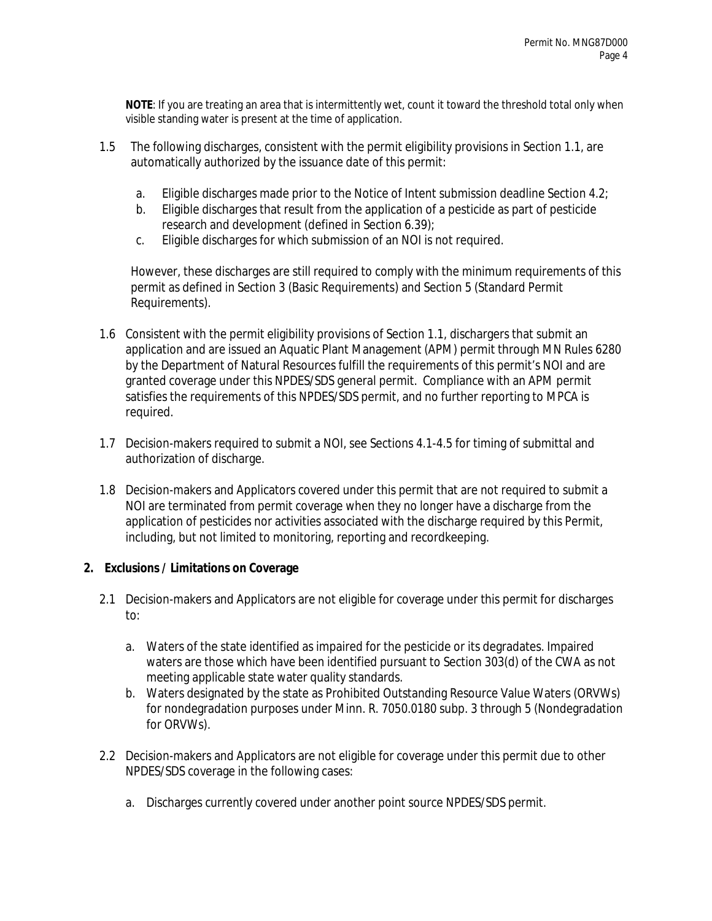**NOTE**: If you are treating an area that is intermittently wet, count it toward the threshold total only when visible standing water is present at the time of application.

1.5 The following discharges, consistent with the permit eligibility provisions in Section 1.1, are automatically authorized by the issuance date of this permit:

   a. Eligible discharges made prior to the Notice of Intent submission deadline Section 4.2;
   b. Eligible discharges that result from the application of a pesticide as part of pesticide research and development (defined in Section 6.39);
   c. Eligible discharges for which submission of an NOI is not required.

   However, these discharges are still required to comply with the minimum requirements of this permit as defined in Section 3 (Basic Requirements) and Section 5 (Standard Permit Requirements).

1.6 Consistent with the permit eligibility provisions of Section 1.1, dischargers that submit an application and are issued an Aquatic Plant Management (APM) permit through MN Rules 6280 by the Department of Natural Resources fulfill the requirements of this permit's NOI and are granted coverage under this NPDES/SDS general permit. Compliance with an APM permit satisfies the requirements of this NPDES/SDS permit, and no further reporting to MPCA is required.

1.7 Decision-makers required to submit a NOI, see Sections 4.1-4.5 for timing of submittal and authorization of discharge.

1.8 Decision-makers and Applicators covered under this permit that are not required to submit a NOI are terminated from permit coverage when they no longer have a discharge from the application of pesticides nor activities associated with the discharge required by this Permit, including, but not limited to monitoring, reporting and recordkeeping.

## 2. Exclusions / Limitations on Coverage

2.1 Decision-makers and Applicators are not eligible for coverage under this permit for discharges to:

   a. Waters of the state identified as impaired for the pesticide or its degradates. Impaired waters are those which have been identified pursuant to Section 303(d) of the CWA as not meeting applicable state water quality standards.
   b. Waters designated by the state as Prohibited Outstanding Resource Value Waters (ORVWs) for nondegradation purposes under Minn. R. 7050.0180 subp. 3 through 5 (Nondegradation for ORVWs).

2.2 Decision-makers and Applicators are not eligible for coverage under this permit due to other NPDES/SDS coverage in the following cases:

   a. Discharges currently covered under another point source NPDES/SDS permit.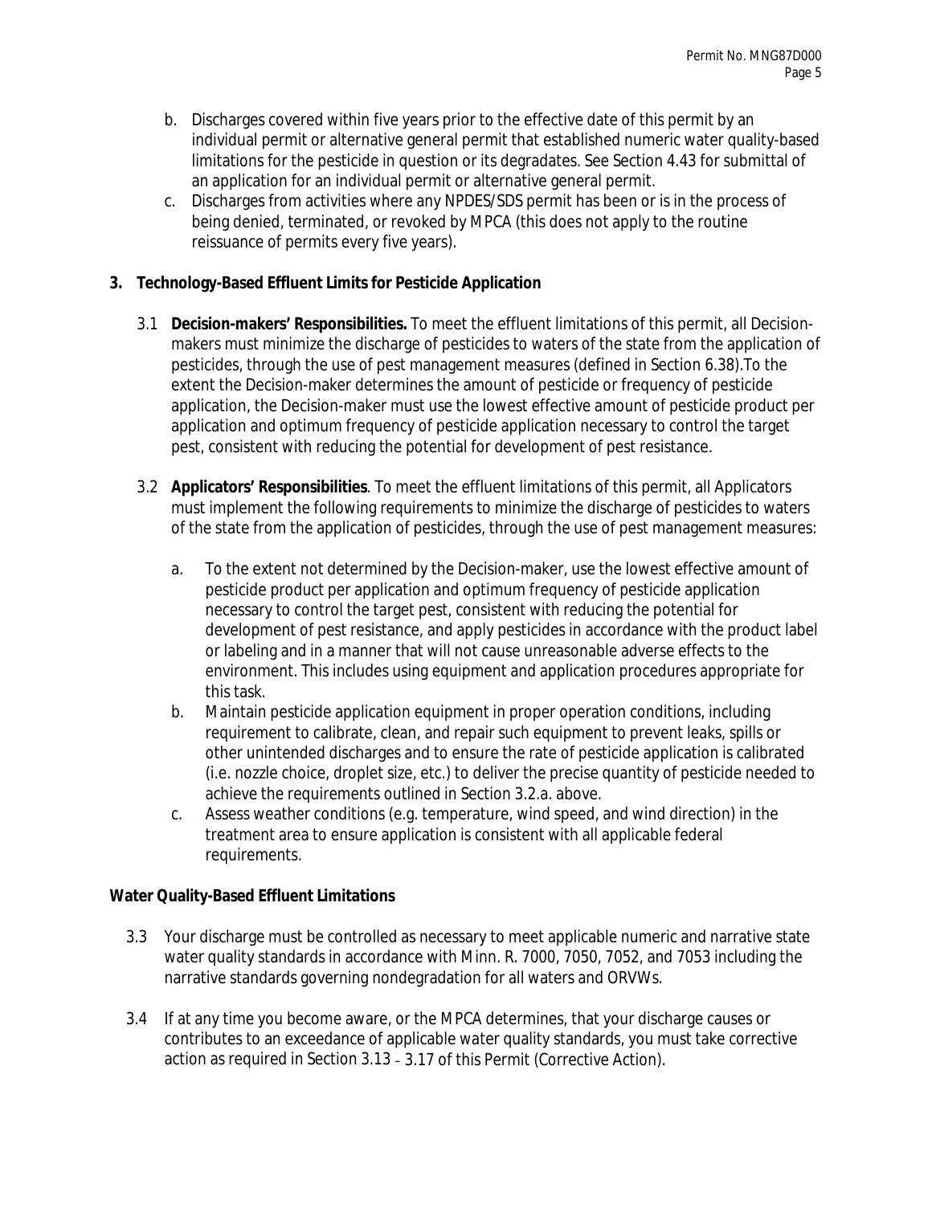b. Discharges covered within five years prior to the effective date of this permit by an individual permit or alternative general permit that established numeric water quality-based limitations for the pesticide in question or its degradates. See Section 4.43 for submittal of an application for an individual permit or alternative general permit.
c. Discharges from activities where any NPDES/SDS permit has been or is in the process of being denied, terminated, or revoked by MPCA (this does not apply to the routine reissuance of permits every five years).

## 3. Technology-Based Effluent Limits for Pesticide Application

3.1 **Decision-makers' Responsibilities.** To meet the effluent limitations of this permit, all Decision-makers must minimize the discharge of pesticides to waters of the state from the application of pesticides, through the use of pest management measures (defined in Section 6.38).To the extent the Decision-maker determines the amount of pesticide or frequency of pesticide application, the Decision-maker must use the lowest effective amount of pesticide product per application and optimum frequency of pesticide application necessary to control the target pest, consistent with reducing the potential for development of pest resistance.

3.2 **Applicators' Responsibilities**. To meet the effluent limitations of this permit, all Applicators must implement the following requirements to minimize the discharge of pesticides to waters of the state from the application of pesticides, through the use of pest management measures:

a. To the extent not determined by the Decision-maker, use the lowest effective amount of pesticide product per application and optimum frequency of pesticide application necessary to control the target pest, consistent with reducing the potential for development of pest resistance, and apply pesticides in accordance with the product label or labeling and in a manner that will not cause unreasonable adverse effects to the environment. This includes using equipment and application procedures appropriate for this task.
b. Maintain pesticide application equipment in proper operation conditions, including requirement to calibrate, clean, and repair such equipment to prevent leaks, spills or other unintended discharges and to ensure the rate of pesticide application is calibrated (i.e. nozzle choice, droplet size, etc.) to deliver the precise quantity of pesticide needed to achieve the requirements outlined in Section 3.2.a. above.
c. Assess weather conditions (e.g. temperature, wind speed, and wind direction) in the treatment area to ensure application is consistent with all applicable federal requirements.

**Water Quality-Based Effluent Limitations**

3.3 Your discharge must be controlled as necessary to meet applicable numeric and narrative state water quality standards in accordance with Minn. R. 7000, 7050, 7052, and 7053 including the narrative standards governing nondegradation for all waters and ORVWs.

3.4 If at any time you become aware, or the MPCA determines, that your discharge causes or contributes to an exceedance of applicable water quality standards, you must take corrective action as required in Section 3.13 – 3.17 of this Permit (Corrective Action).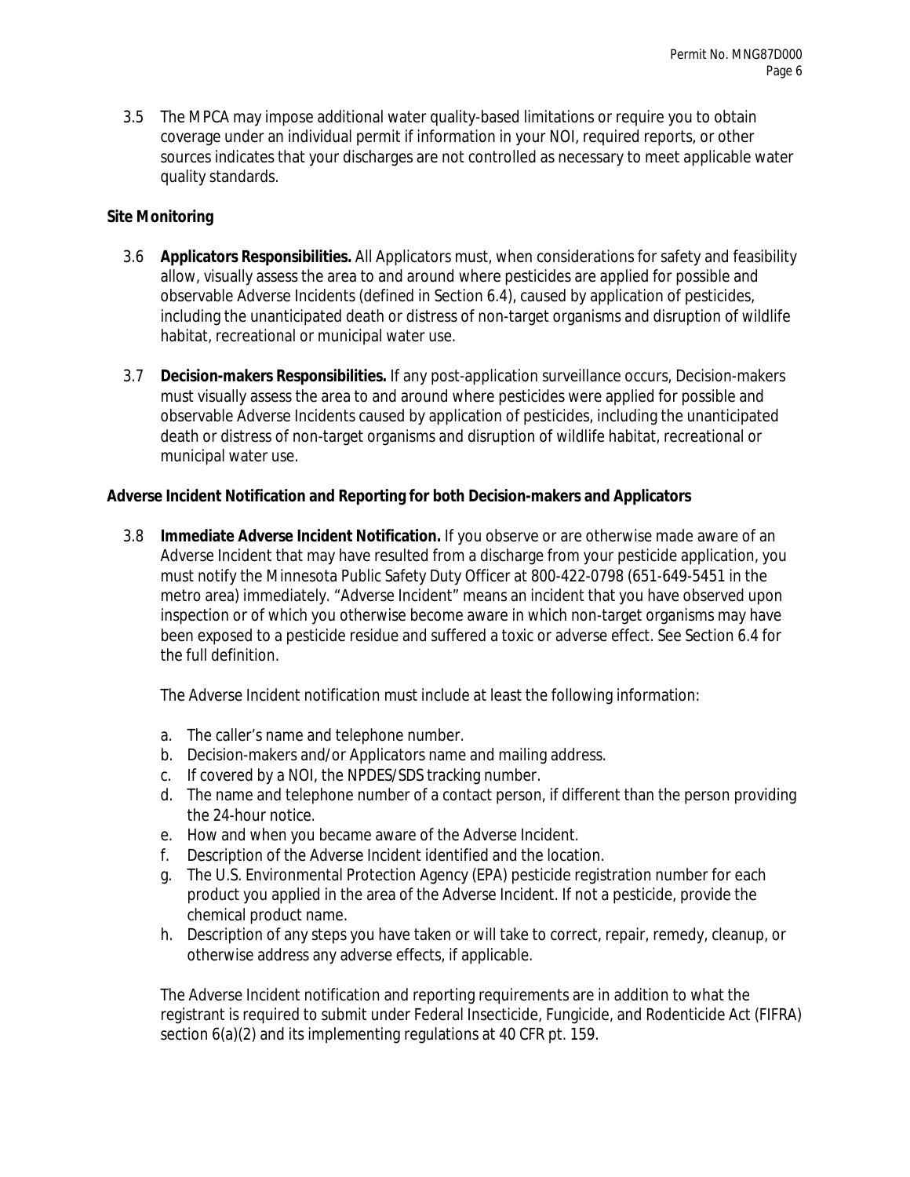3.5 The MPCA may impose additional water quality-based limitations or require you to obtain coverage under an individual permit if information in your NOI, required reports, or other sources indicates that your discharges are not controlled as necessary to meet applicable water quality standards.

**Site Monitoring**

3.6 **Applicators Responsibilities.** All Applicators must, when considerations for safety and feasibility allow, visually assess the area to and around where pesticides are applied for possible and observable Adverse Incidents (defined in Section 6.4), caused by application of pesticides, including the unanticipated death or distress of non-target organisms and disruption of wildlife habitat, recreational or municipal water use.

3.7 **Decision-makers Responsibilities.** If any post-application surveillance occurs, Decision-makers must visually assess the area to and around where pesticides were applied for possible and observable Adverse Incidents caused by application of pesticides, including the unanticipated death or distress of non-target organisms and disruption of wildlife habitat, recreational or municipal water use.

**Adverse Incident Notification and Reporting for both Decision-makers and Applicators**

3.8 **Immediate Adverse Incident Notification.** If you observe or are otherwise made aware of an Adverse Incident that may have resulted from a discharge from your pesticide application, you must notify the Minnesota Public Safety Duty Officer at 800-422-0798 (651-649-5451 in the metro area) immediately. "Adverse Incident" means an incident that you have observed upon inspection or of which you otherwise become aware in which non-target organisms may have been exposed to a pesticide residue and suffered a toxic or adverse effect. See Section 6.4 for the full definition.

The Adverse Incident notification must include at least the following information:

a. The caller's name and telephone number.
b. Decision-makers and/or Applicators name and mailing address.
c. If covered by a NOI, the NPDES/SDS tracking number.
d. The name and telephone number of a contact person, if different than the person providing the 24-hour notice.
e. How and when you became aware of the Adverse Incident.
f. Description of the Adverse Incident identified and the location.
g. The U.S. Environmental Protection Agency (EPA) pesticide registration number for each product you applied in the area of the Adverse Incident. If not a pesticide, provide the chemical product name.
h. Description of any steps you have taken or will take to correct, repair, remedy, cleanup, or otherwise address any adverse effects, if applicable.

The Adverse Incident notification and reporting requirements are in addition to what the registrant is required to submit under Federal Insecticide, Fungicide, and Rodenticide Act (FIFRA) section 6(a)(2) and its implementing regulations at 40 CFR pt. 159.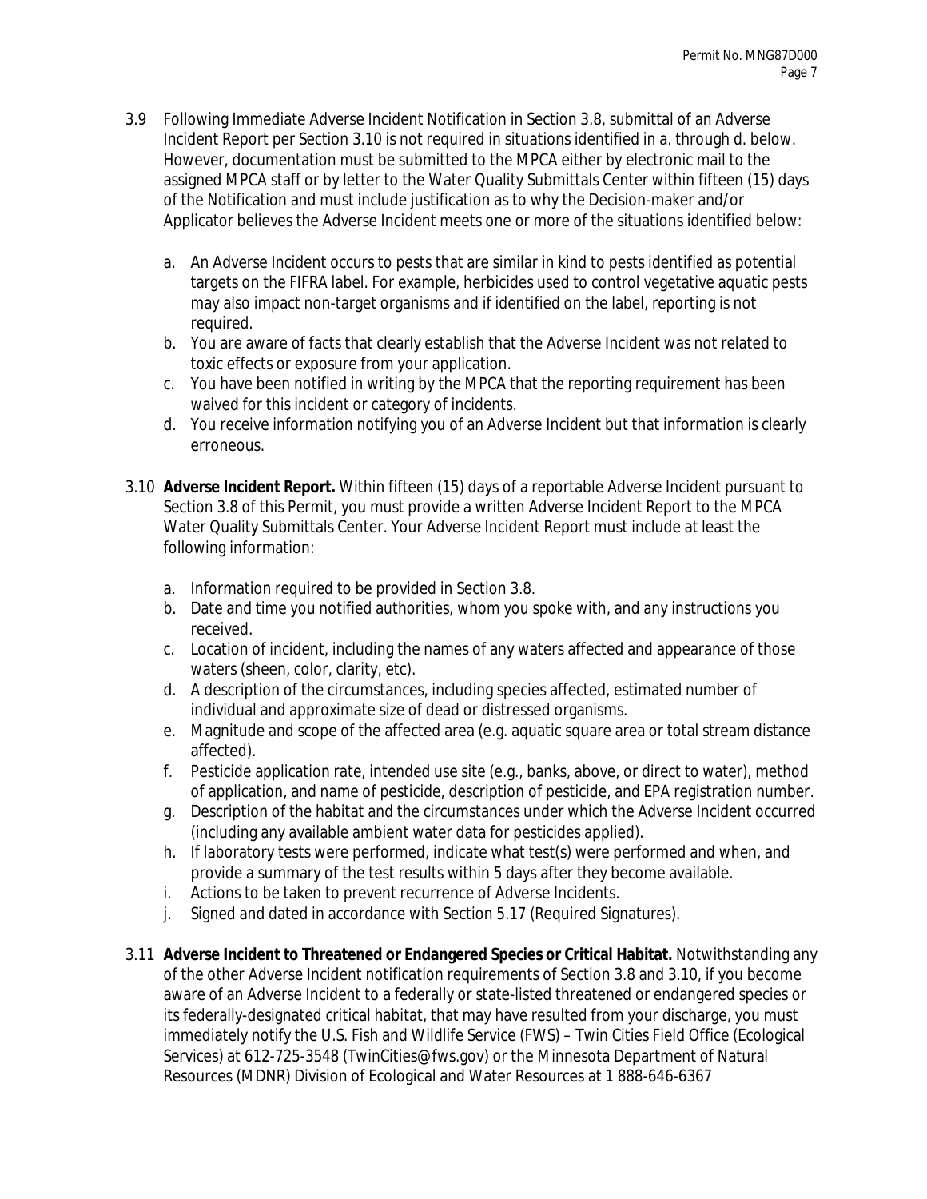3.9 Following Immediate Adverse Incident Notification in Section 3.8, submittal of an Adverse Incident Report per Section 3.10 is not required in situations identified in a. through d. below. However, documentation must be submitted to the MPCA either by electronic mail to the assigned MPCA staff or by letter to the Water Quality Submittals Center within fifteen (15) days of the Notification and must include justification as to why the Decision-maker and/or Applicator believes the Adverse Incident meets one or more of the situations identified below:

   a. An Adverse Incident occurs to pests that are similar in kind to pests identified as potential targets on the FIFRA label. For example, herbicides used to control vegetative aquatic pests may also impact non-target organisms and if identified on the label, reporting is not required.
   b. You are aware of facts that clearly establish that the Adverse Incident was not related to toxic effects or exposure from your application.
   c. You have been notified in writing by the MPCA that the reporting requirement has been waived for this incident or category of incidents.
   d. You receive information notifying you of an Adverse Incident but that information is clearly erroneous.

3.10 **Adverse Incident Report.** Within fifteen (15) days of a reportable Adverse Incident pursuant to Section 3.8 of this Permit, you must provide a written Adverse Incident Report to the MPCA Water Quality Submittals Center. Your Adverse Incident Report must include at least the following information:

   a. Information required to be provided in Section 3.8.
   b. Date and time you notified authorities, whom you spoke with, and any instructions you received.
   c. Location of incident, including the names of any waters affected and appearance of those waters (sheen, color, clarity, etc).
   d. A description of the circumstances, including species affected, estimated number of individual and approximate size of dead or distressed organisms.
   e. Magnitude and scope of the affected area (e.g. aquatic square area or total stream distance affected).
   f. Pesticide application rate, intended use site (e.g., banks, above, or direct to water), method of application, and name of pesticide, description of pesticide, and EPA registration number.
   g. Description of the habitat and the circumstances under which the Adverse Incident occurred (including any available ambient water data for pesticides applied).
   h. If laboratory tests were performed, indicate what test(s) were performed and when, and provide a summary of the test results within 5 days after they become available.
   i. Actions to be taken to prevent recurrence of Adverse Incidents.
   j. Signed and dated in accordance with Section 5.17 (Required Signatures).

3.11 **Adverse Incident to Threatened or Endangered Species or Critical Habitat.** Notwithstanding any of the other Adverse Incident notification requirements of Section 3.8 and 3.10, if you become aware of an Adverse Incident to a federally or state-listed threatened or endangered species or its federally-designated critical habitat, that may have resulted from your discharge, you must immediately notify the U.S. Fish and Wildlife Service (FWS) – Twin Cities Field Office (Ecological Services) at 612-725-3548 (TwinCities@fws.gov) or the Minnesota Department of Natural Resources (MDNR) Division of Ecological and Water Resources at 1 888-646-6367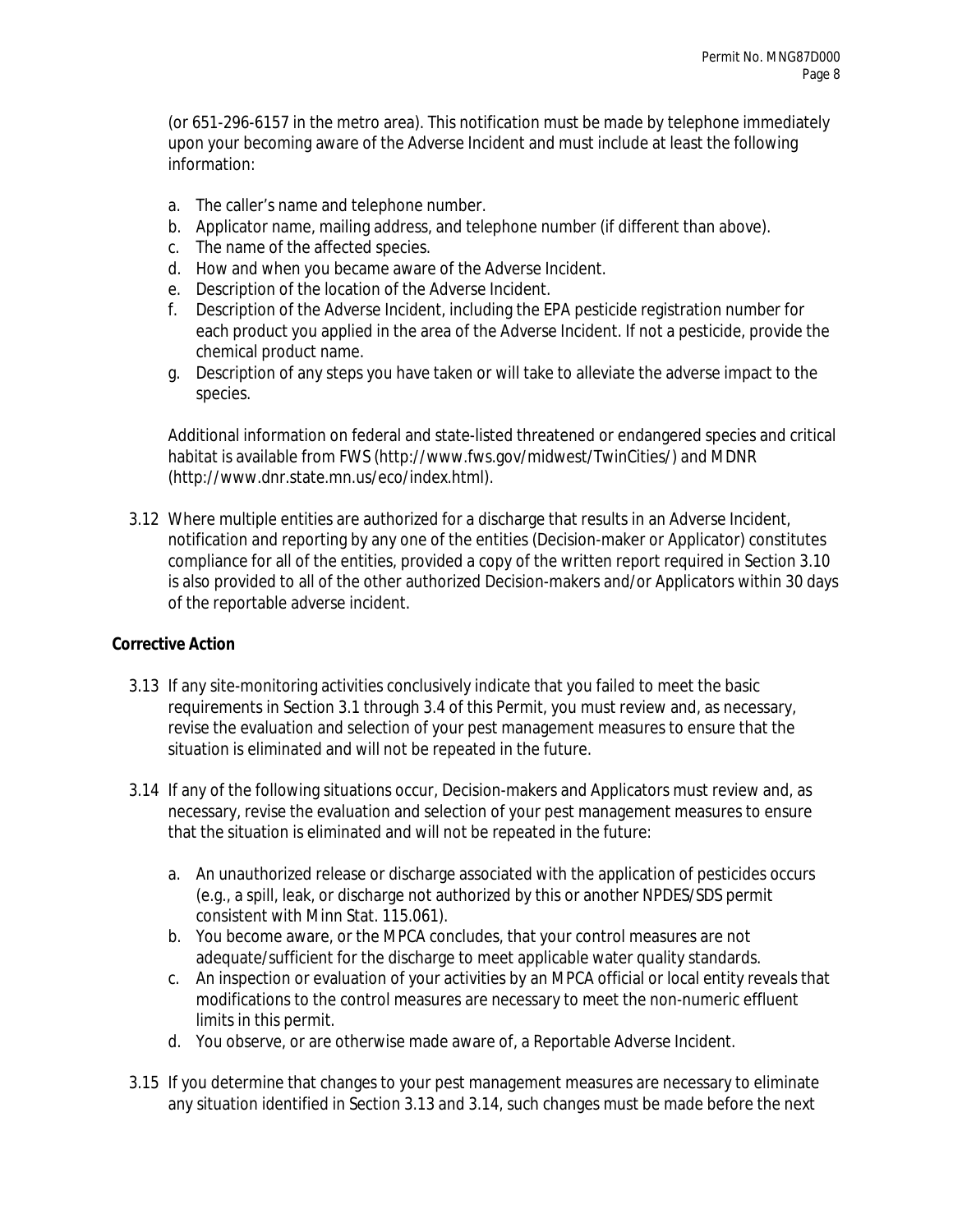(or 651-296-6157 in the metro area). This notification must be made by telephone immediately upon your becoming aware of the Adverse Incident and must include at least the following information:

a. The caller's name and telephone number.
b. Applicator name, mailing address, and telephone number (if different than above).
c. The name of the affected species.
d. How and when you became aware of the Adverse Incident.
e. Description of the location of the Adverse Incident.
f. Description of the Adverse Incident, including the EPA pesticide registration number for each product you applied in the area of the Adverse Incident. If not a pesticide, provide the chemical product name.
g. Description of any steps you have taken or will take to alleviate the adverse impact to the species.

Additional information on federal and state-listed threatened or endangered species and critical habitat is available from FWS (http://www.fws.gov/midwest/TwinCities/) and MDNR (http://www.dnr.state.mn.us/eco/index.html).

3.12 Where multiple entities are authorized for a discharge that results in an Adverse Incident, notification and reporting by any one of the entities (Decision-maker or Applicator) constitutes compliance for all of the entities, provided a copy of the written report required in Section 3.10 is also provided to all of the other authorized Decision-makers and/or Applicators within 30 days of the reportable adverse incident.

**Corrective Action**

3.13 If any site-monitoring activities conclusively indicate that you failed to meet the basic requirements in Section 3.1 through 3.4 of this Permit, you must review and, as necessary, revise the evaluation and selection of your pest management measures to ensure that the situation is eliminated and will not be repeated in the future.

3.14 If any of the following situations occur, Decision-makers and Applicators must review and, as necessary, revise the evaluation and selection of your pest management measures to ensure that the situation is eliminated and will not be repeated in the future:

a. An unauthorized release or discharge associated with the application of pesticides occurs (e.g., a spill, leak, or discharge not authorized by this or another NPDES/SDS permit consistent with Minn Stat. 115.061).
b. You become aware, or the MPCA concludes, that your control measures are not adequate/sufficient for the discharge to meet applicable water quality standards.
c. An inspection or evaluation of your activities by an MPCA official or local entity reveals that modifications to the control measures are necessary to meet the non-numeric effluent limits in this permit.
d. You observe, or are otherwise made aware of, a Reportable Adverse Incident.

3.15 If you determine that changes to your pest management measures are necessary to eliminate any situation identified in Section 3.13 and 3.14, such changes must be made before the next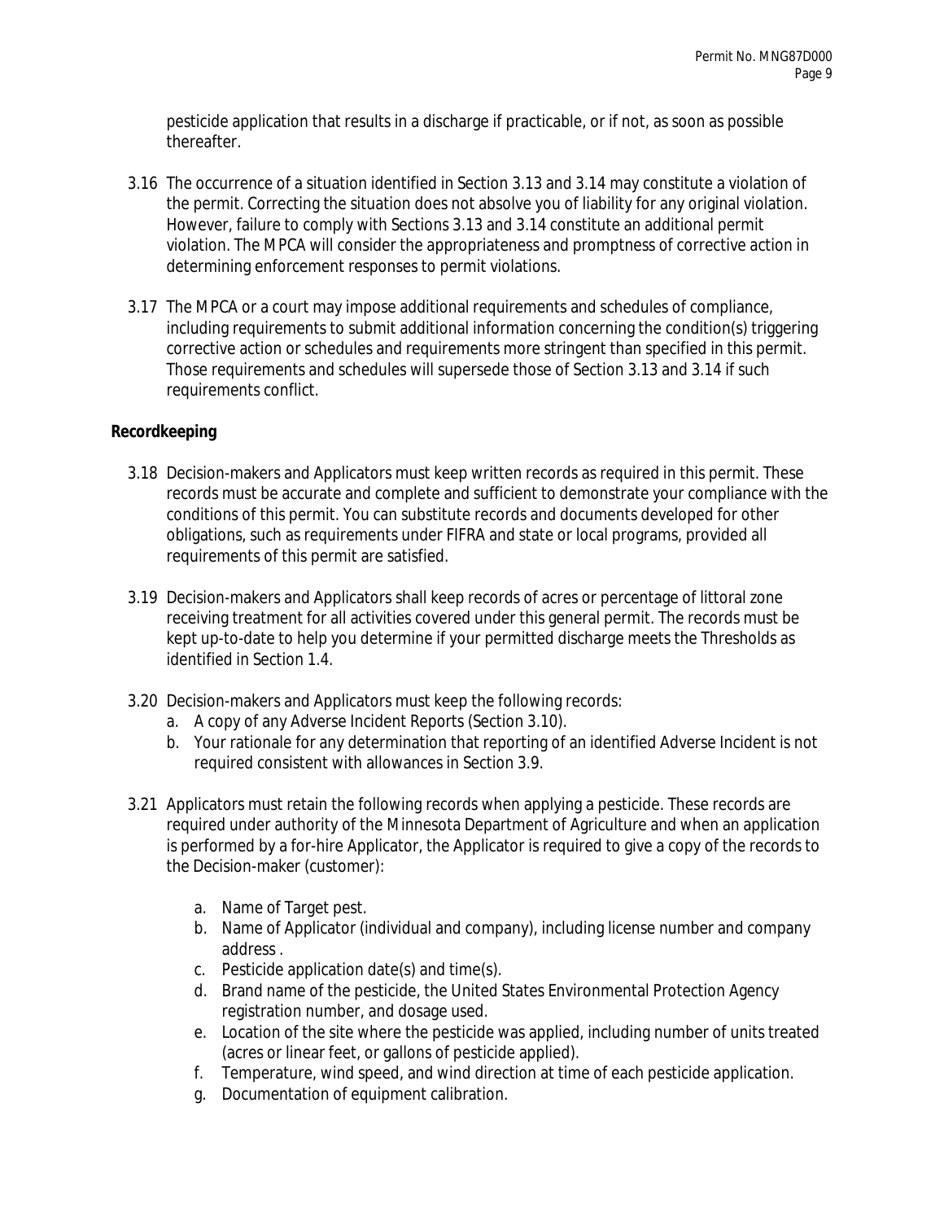pesticide application that results in a discharge if practicable, or if not, as soon as possible thereafter.

3.16 The occurrence of a situation identified in Section 3.13 and 3.14 may constitute a violation of the permit. Correcting the situation does not absolve you of liability for any original violation. However, failure to comply with Sections 3.13 and 3.14 constitute an additional permit violation. The MPCA will consider the appropriateness and promptness of corrective action in determining enforcement responses to permit violations.

3.17 The MPCA or a court may impose additional requirements and schedules of compliance, including requirements to submit additional information concerning the condition(s) triggering corrective action or schedules and requirements more stringent than specified in this permit. Those requirements and schedules will supersede those of Section 3.13 and 3.14 if such requirements conflict.

**Recordkeeping**

3.18 Decision-makers and Applicators must keep written records as required in this permit. These records must be accurate and complete and sufficient to demonstrate your compliance with the conditions of this permit. You can substitute records and documents developed for other obligations, such as requirements under FIFRA and state or local programs, provided all requirements of this permit are satisfied.

3.19 Decision-makers and Applicators shall keep records of acres or percentage of littoral zone receiving treatment for all activities covered under this general permit. The records must be kept up-to-date to help you determine if your permitted discharge meets the Thresholds as identified in Section 1.4.

3.20 Decision-makers and Applicators must keep the following records:

a. A copy of any Adverse Incident Reports (Section 3.10).
b. Your rationale for any determination that reporting of an identified Adverse Incident is not required consistent with allowances in Section 3.9.

3.21 Applicators must retain the following records when applying a pesticide. These records are required under authority of the Minnesota Department of Agriculture and when an application is performed by a for-hire Applicator, the Applicator is required to give a copy of the records to the Decision-maker (customer):

a. Name of Target pest.
b. Name of Applicator (individual and company), including license number and company address .
c. Pesticide application date(s) and time(s).
d. Brand name of the pesticide, the United States Environmental Protection Agency registration number, and dosage used.
e. Location of the site where the pesticide was applied, including number of units treated (acres or linear feet, or gallons of pesticide applied).
f. Temperature, wind speed, and wind direction at time of each pesticide application.
g. Documentation of equipment calibration.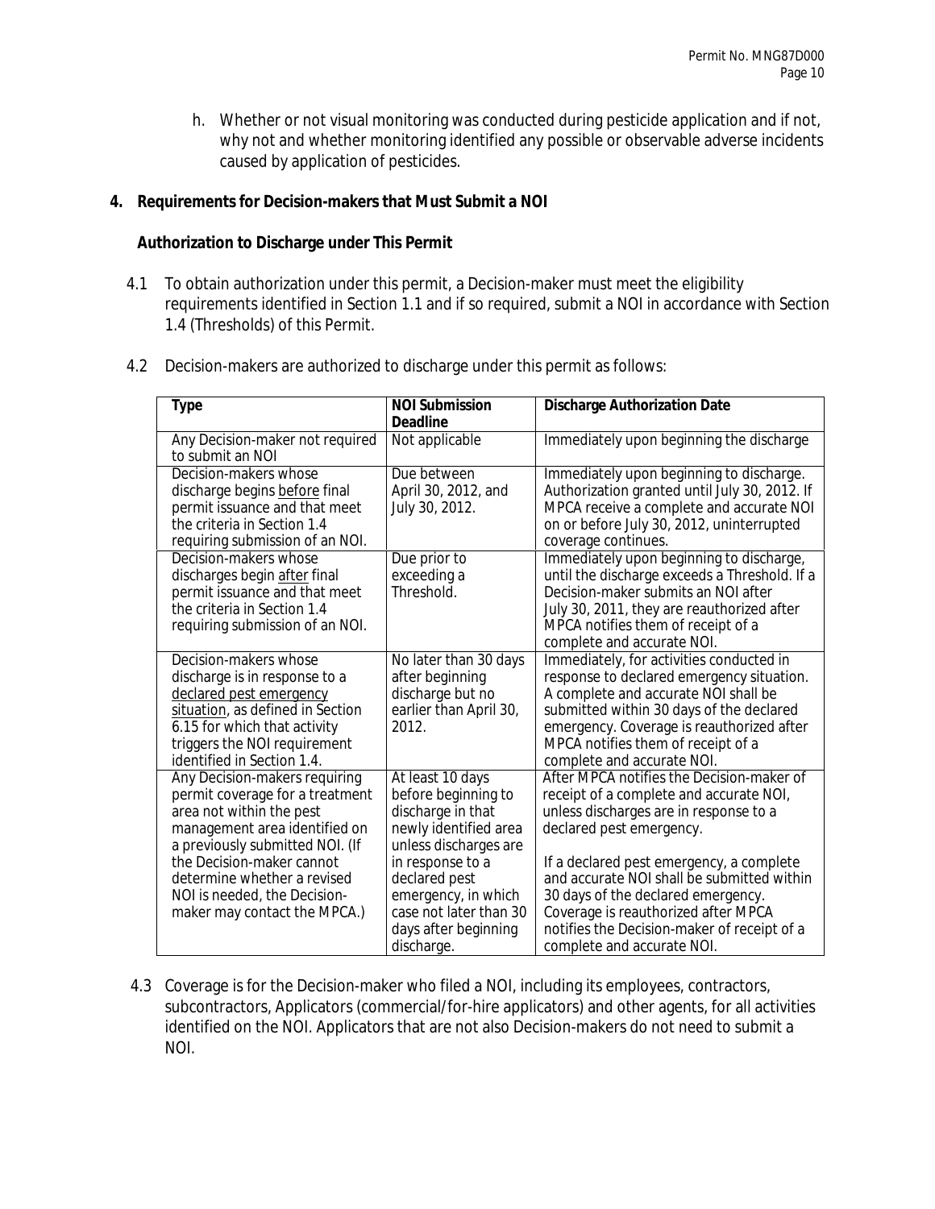h. Whether or not visual monitoring was conducted during pesticide application and if not, why not and whether monitoring identified any possible or observable adverse incidents caused by application of pesticides.

## 4. Requirements for Decision-makers that Must Submit a NOI

### Authorization to Discharge under This Permit

4.1 To obtain authorization under this permit, a Decision-maker must meet the eligibility requirements identified in Section 1.1 and if so required, submit a NOI in accordance with Section 1.4 (Thresholds) of this Permit.

4.2 Decision-makers are authorized to discharge under this permit as follows:

| Type | NOI Submission Deadline | Discharge Authorization Date |
|---|---|---|
| Any Decision-maker not required to submit an NOI | Not applicable | Immediately upon beginning the discharge |
| Decision-makers whose discharge begins <u>before</u> final permit issuance and that meet the criteria in Section 1.4 requiring submission of an NOI. | Due between April 30, 2012, and July 30, 2012. | Immediately upon beginning to discharge. Authorization granted until July 30, 2012. If MPCA receive a complete and accurate NOI on or before July 30, 2012, uninterrupted coverage continues. |
| Decision-makers whose discharges begin <u>after</u> final permit issuance and that meet the criteria in Section 1.4 requiring submission of an NOI. | Due prior to exceeding a Threshold. | Immediately upon beginning to discharge, until the discharge exceeds a Threshold. If a Decision-maker submits an NOI after July 30, 2011, they are reauthorized after MPCA notifies them of receipt of a complete and accurate NOI. |
| Decision-makers whose discharge is in response to a <u>declared pest emergency situation</u>, as defined in Section 6.15 for which that activity triggers the NOI requirement identified in Section 1.4. | No later than 30 days after beginning discharge but no earlier than April 30, 2012. | Immediately, for activities conducted in response to declared emergency situation. A complete and accurate NOI shall be submitted within 30 days of the declared emergency. Coverage is reauthorized after MPCA notifies them of receipt of a complete and accurate NOI. |
| Any Decision-makers requiring permit coverage for a treatment area not within the pest management area identified on a previously submitted NOI. (If the Decision-maker cannot determine whether a revised NOI is needed, the Decision-maker may contact the MPCA.) | At least 10 days before beginning to discharge in that newly identified area unless discharges are in response to a declared pest emergency, in which case not later than 30 days after beginning discharge. | After MPCA notifies the Decision-maker of receipt of a complete and accurate NOI, unless discharges are in response to a declared pest emergency.<br><br>If a declared pest emergency, a complete and accurate NOI shall be submitted within 30 days of the declared emergency. Coverage is reauthorized after MPCA notifies the Decision-maker of receipt of a complete and accurate NOI. |

4.3 Coverage is for the Decision-maker who filed a NOI, including its employees, contractors, subcontractors, Applicators (commercial/for-hire applicators) and other agents, for all activities identified on the NOI. Applicators that are not also Decision-makers do not need to submit a NOI.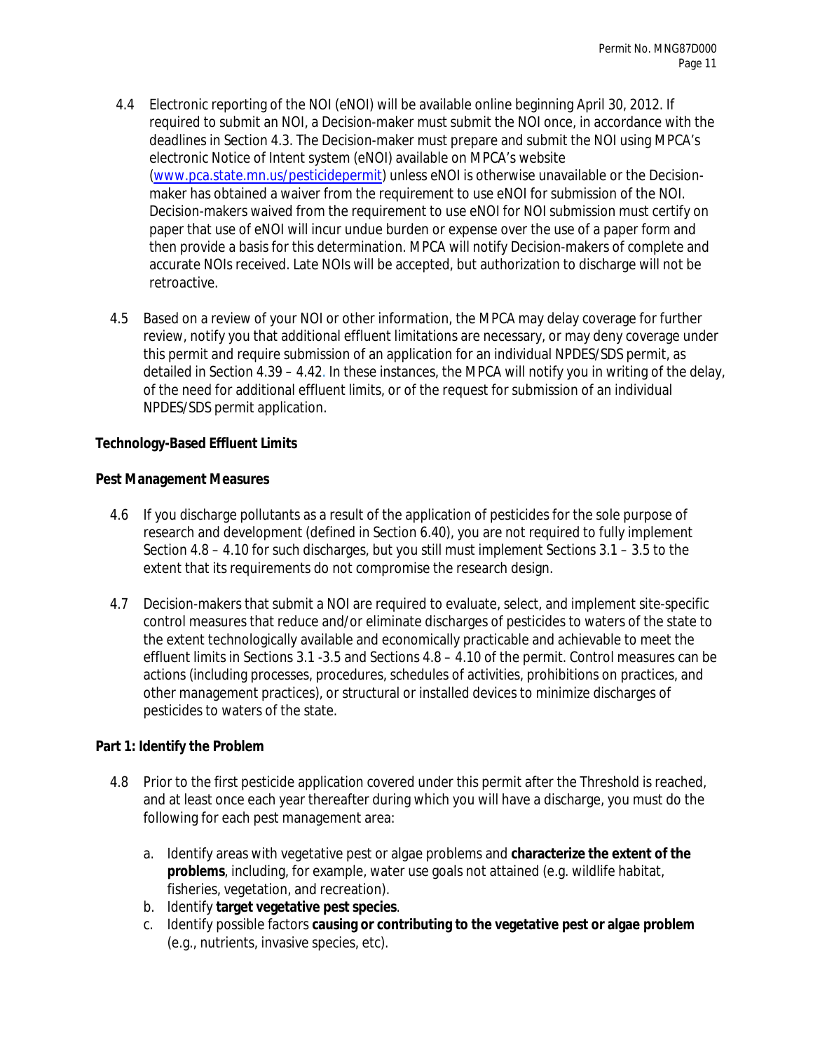4.4 Electronic reporting of the NOI (eNOI) will be available online beginning April 30, 2012. If required to submit an NOI, a Decision-maker must submit the NOI once, in accordance with the deadlines in Section 4.3. The Decision-maker must prepare and submit the NOI using MPCA's electronic Notice of Intent system (eNOI) available on MPCA's website (www.pca.state.mn.us/pesticidepermit) unless eNOI is otherwise unavailable or the Decision-maker has obtained a waiver from the requirement to use eNOI for submission of the NOI. Decision-makers waived from the requirement to use eNOI for NOI submission must certify on paper that use of eNOI will incur undue burden or expense over the use of a paper form and then provide a basis for this determination. MPCA will notify Decision-makers of complete and accurate NOIs received. Late NOIs will be accepted, but authorization to discharge will not be retroactive.

4.5 Based on a review of your NOI or other information, the MPCA may delay coverage for further review, notify you that additional effluent limitations are necessary, or may deny coverage under this permit and require submission of an application for an individual NPDES/SDS permit, as detailed in Section 4.39 – 4.42. In these instances, the MPCA will notify you in writing of the delay, of the need for additional effluent limits, or of the request for submission of an individual NPDES/SDS permit application.

**Technology-Based Effluent Limits**

**Pest Management Measures**

4.6 If you discharge pollutants as a result of the application of pesticides for the sole purpose of research and development (defined in Section 6.40), you are not required to fully implement Section 4.8 – 4.10 for such discharges, but you still must implement Sections 3.1 – 3.5 to the extent that its requirements do not compromise the research design.

4.7 Decision-makers that submit a NOI are required to evaluate, select, and implement site-specific control measures that reduce and/or eliminate discharges of pesticides to waters of the state to the extent technologically available and economically practicable and achievable to meet the effluent limits in Sections 3.1 -3.5 and Sections 4.8 – 4.10 of the permit. Control measures can be actions (including processes, procedures, schedules of activities, prohibitions on practices, and other management practices), or structural or installed devices to minimize discharges of pesticides to waters of the state.

**Part 1: Identify the Problem**

4.8 Prior to the first pesticide application covered under this permit after the Threshold is reached, and at least once each year thereafter during which you will have a discharge, you must do the following for each pest management area:

a. Identify areas with vegetative pest or algae problems and **characterize the extent of the problems**, including, for example, water use goals not attained (e.g. wildlife habitat, fisheries, vegetation, and recreation).
b. Identify **target vegetative pest species**.
c. Identify possible factors **causing or contributing to the vegetative pest or algae problem** (e.g., nutrients, invasive species, etc).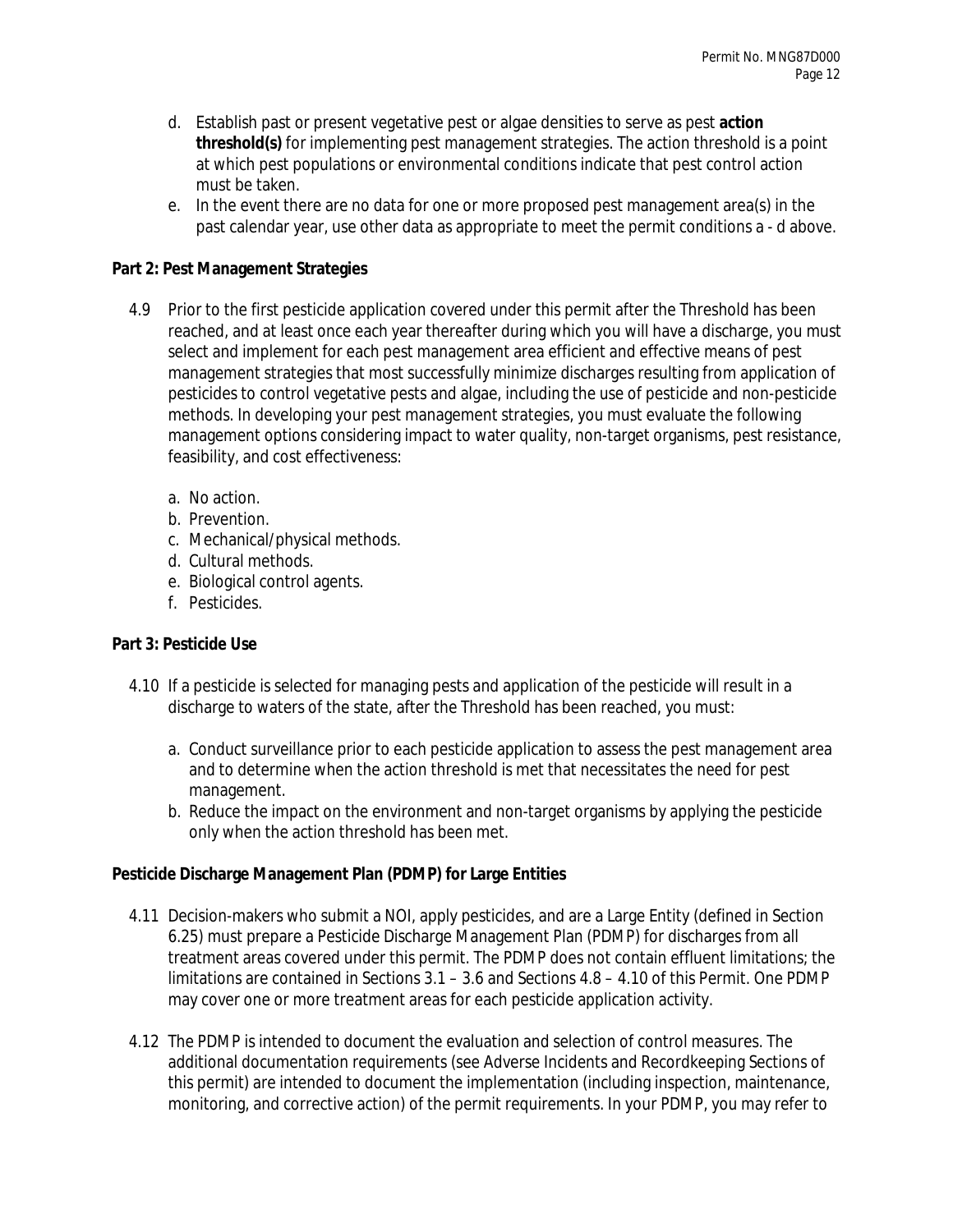d. Establish past or present vegetative pest or algae densities to serve as pest **action threshold(s)** for implementing pest management strategies. The action threshold is a point at which pest populations or environmental conditions indicate that pest control action must be taken.

e. In the event there are no data for one or more proposed pest management area(s) in the past calendar year, use other data as appropriate to meet the permit conditions a - d above.

**Part 2: Pest Management Strategies**

4.9 Prior to the first pesticide application covered under this permit after the Threshold has been reached, and at least once each year thereafter during which you will have a discharge, you must select and implement for each pest management area efficient and effective means of pest management strategies that most successfully minimize discharges resulting from application of pesticides to control vegetative pests and algae, including the use of pesticide and non-pesticide methods. In developing your pest management strategies, you must evaluate the following management options considering impact to water quality, non-target organisms, pest resistance, feasibility, and cost effectiveness:

a. No action.
b. Prevention.
c. Mechanical/physical methods.
d. Cultural methods.
e. Biological control agents.
f. Pesticides.

**Part 3: Pesticide Use**

4.10 If a pesticide is selected for managing pests and application of the pesticide will result in a discharge to waters of the state, after the Threshold has been reached, you must:

a. Conduct surveillance prior to each pesticide application to assess the pest management area and to determine when the action threshold is met that necessitates the need for pest management.
b. Reduce the impact on the environment and non-target organisms by applying the pesticide only when the action threshold has been met.

**Pesticide Discharge Management Plan (PDMP) for Large Entities**

4.11 Decision-makers who submit a NOI, apply pesticides, and are a Large Entity (defined in Section 6.25) must prepare a Pesticide Discharge Management Plan (PDMP) for discharges from all treatment areas covered under this permit. The PDMP does not contain effluent limitations; the limitations are contained in Sections 3.1 – 3.6 and Sections 4.8 – 4.10 of this Permit. One PDMP may cover one or more treatment areas for each pesticide application activity.

4.12 The PDMP is intended to document the evaluation and selection of control measures. The additional documentation requirements (see Adverse Incidents and Recordkeeping Sections of this permit) are intended to document the implementation (including inspection, maintenance, monitoring, and corrective action) of the permit requirements. In your PDMP, you may refer to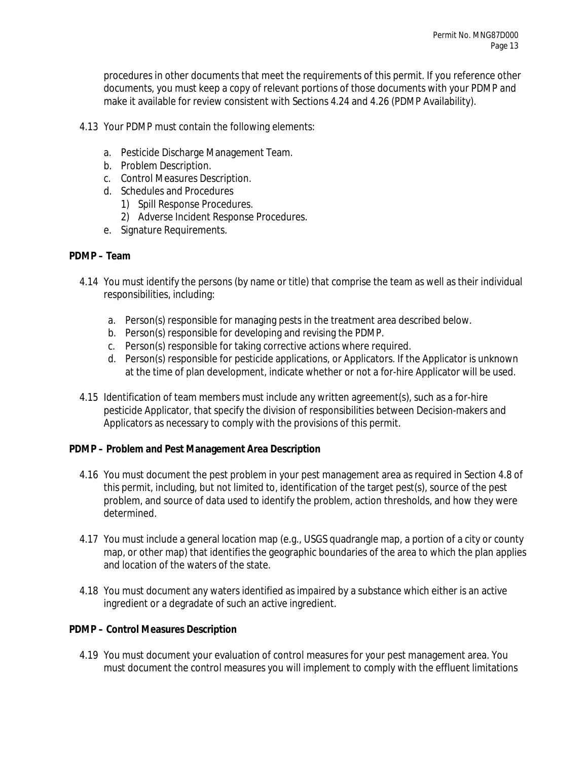procedures in other documents that meet the requirements of this permit. If you reference other documents, you must keep a copy of relevant portions of those documents with your PDMP and make it available for review consistent with Sections 4.24 and 4.26 (PDMP Availability).

4.13 Your PDMP must contain the following elements:

a. Pesticide Discharge Management Team.
b. Problem Description.
c. Control Measures Description.
d. Schedules and Procedures
   1) Spill Response Procedures.
   2) Adverse Incident Response Procedures.
e. Signature Requirements.

**PDMP – Team**

4.14 You must identify the persons (by name or title) that comprise the team as well as their individual responsibilities, including:

a. Person(s) responsible for managing pests in the treatment area described below.
b. Person(s) responsible for developing and revising the PDMP.
c. Person(s) responsible for taking corrective actions where required.
d. Person(s) responsible for pesticide applications, or Applicators. If the Applicator is unknown at the time of plan development, indicate whether or not a for-hire Applicator will be used.

4.15 Identification of team members must include any written agreement(s), such as a for-hire pesticide Applicator, that specify the division of responsibilities between Decision-makers and Applicators as necessary to comply with the provisions of this permit.

**PDMP – Problem and Pest Management Area Description**

4.16 You must document the pest problem in your pest management area as required in Section 4.8 of this permit, including, but not limited to, identification of the target pest(s), source of the pest problem, and source of data used to identify the problem, action thresholds, and how they were determined.

4.17 You must include a general location map (e.g., USGS quadrangle map, a portion of a city or county map, or other map) that identifies the geographic boundaries of the area to which the plan applies and location of the waters of the state.

4.18 You must document any waters identified as impaired by a substance which either is an active ingredient or a degradate of such an active ingredient.

**PDMP – Control Measures Description**

4.19 You must document your evaluation of control measures for your pest management area. You must document the control measures you will implement to comply with the effluent limitations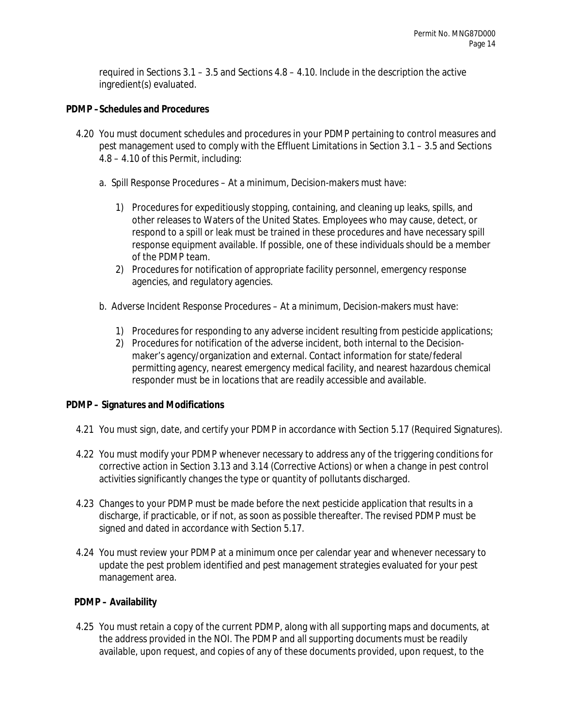required in Sections 3.1 – 3.5 and Sections 4.8 – 4.10. Include in the description the active ingredient(s) evaluated.

**PDMP – Schedules and Procedures**

4.20 You must document schedules and procedures in your PDMP pertaining to control measures and pest management used to comply with the Effluent Limitations in Section 3.1 – 3.5 and Sections 4.8 – 4.10 of this Permit, including:

a. Spill Response Procedures – At a minimum, Decision-makers must have:

1) Procedures for expeditiously stopping, containing, and cleaning up leaks, spills, and other releases to Waters of the United States. Employees who may cause, detect, or respond to a spill or leak must be trained in these procedures and have necessary spill response equipment available. If possible, one of these individuals should be a member of the PDMP team.
2) Procedures for notification of appropriate facility personnel, emergency response agencies, and regulatory agencies.

b. Adverse Incident Response Procedures – At a minimum, Decision-makers must have:

1) Procedures for responding to any adverse incident resulting from pesticide applications;
2) Procedures for notification of the adverse incident, both internal to the Decision-maker's agency/organization and external. Contact information for state/federal permitting agency, nearest emergency medical facility, and nearest hazardous chemical responder must be in locations that are readily accessible and available.

**PDMP – Signatures and Modifications**

4.21 You must sign, date, and certify your PDMP in accordance with Section 5.17 (Required Signatures).

4.22 You must modify your PDMP whenever necessary to address any of the triggering conditions for corrective action in Section 3.13 and 3.14 (Corrective Actions) or when a change in pest control activities significantly changes the type or quantity of pollutants discharged.

4.23 Changes to your PDMP must be made before the next pesticide application that results in a discharge, if practicable, or if not, as soon as possible thereafter. The revised PDMP must be signed and dated in accordance with Section 5.17.

4.24 You must review your PDMP at a minimum once per calendar year and whenever necessary to update the pest problem identified and pest management strategies evaluated for your pest management area.

**PDMP – Availability**

4.25 You must retain a copy of the current PDMP, along with all supporting maps and documents, at the address provided in the NOI. The PDMP and all supporting documents must be readily available, upon request, and copies of any of these documents provided, upon request, to the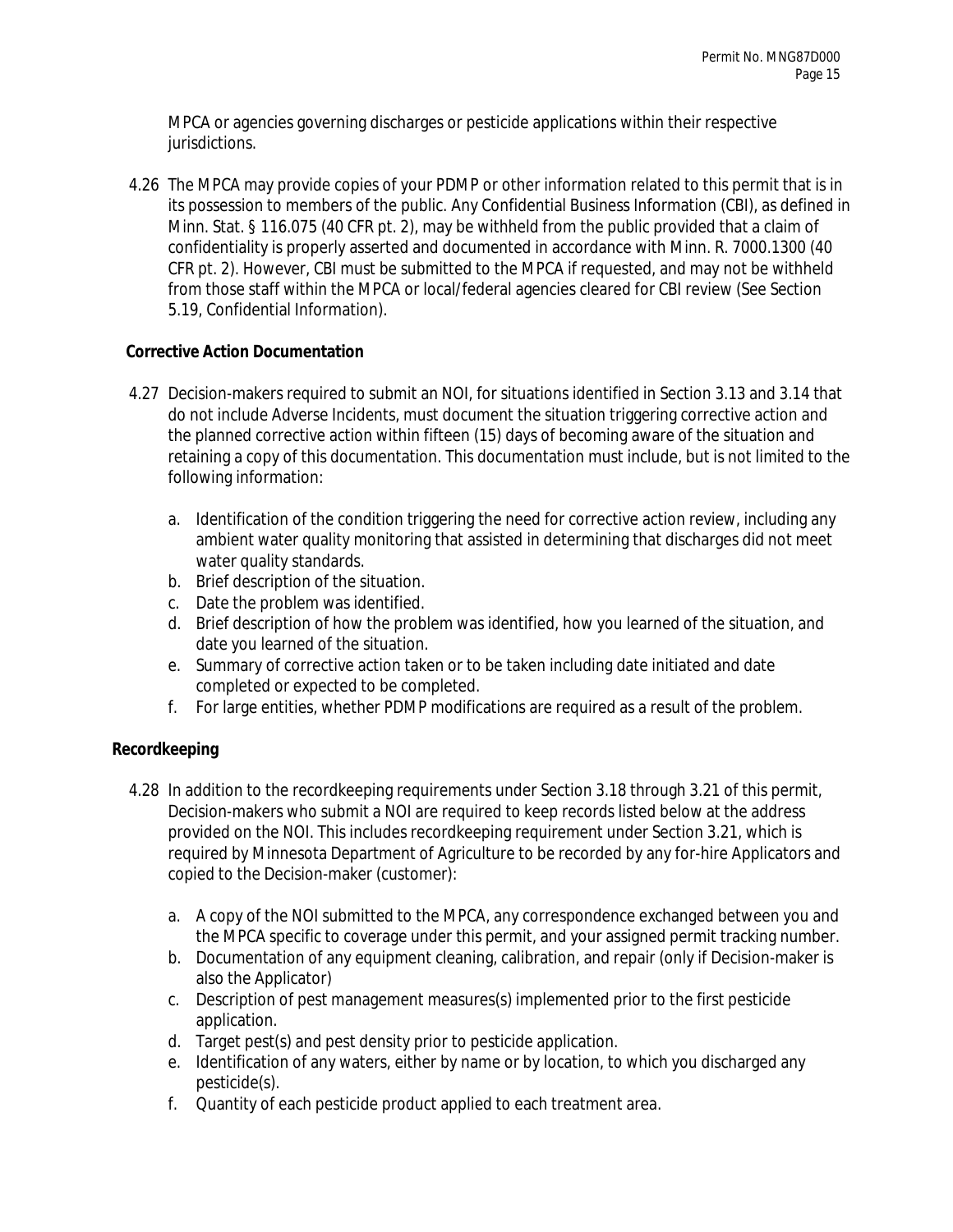MPCA or agencies governing discharges or pesticide applications within their respective jurisdictions.

4.26 The MPCA may provide copies of your PDMP or other information related to this permit that is in its possession to members of the public. Any Confidential Business Information (CBI), as defined in Minn. Stat. § 116.075 (40 CFR pt. 2), may be withheld from the public provided that a claim of confidentiality is properly asserted and documented in accordance with Minn. R. 7000.1300 (40 CFR pt. 2). However, CBI must be submitted to the MPCA if requested, and may not be withheld from those staff within the MPCA or local/federal agencies cleared for CBI review (See Section 5.19, Confidential Information).

**Corrective Action Documentation**

4.27 Decision-makers required to submit an NOI, for situations identified in Section 3.13 and 3.14 that do not include Adverse Incidents, must document the situation triggering corrective action and the planned corrective action within fifteen (15) days of becoming aware of the situation and retaining a copy of this documentation. This documentation must include, but is not limited to the following information:

a. Identification of the condition triggering the need for corrective action review, including any ambient water quality monitoring that assisted in determining that discharges did not meet water quality standards.
b. Brief description of the situation.
c. Date the problem was identified.
d. Brief description of how the problem was identified, how you learned of the situation, and date you learned of the situation.
e. Summary of corrective action taken or to be taken including date initiated and date completed or expected to be completed.
f. For large entities, whether PDMP modifications are required as a result of the problem.

**Recordkeeping**

4.28 In addition to the recordkeeping requirements under Section 3.18 through 3.21 of this permit, Decision-makers who submit a NOI are required to keep records listed below at the address provided on the NOI. This includes recordkeeping requirement under Section 3.21, which is required by Minnesota Department of Agriculture to be recorded by any for-hire Applicators and copied to the Decision-maker (customer):

a. A copy of the NOI submitted to the MPCA, any correspondence exchanged between you and the MPCA specific to coverage under this permit, and your assigned permit tracking number.
b. Documentation of any equipment cleaning, calibration, and repair (only if Decision-maker is also the Applicator)
c. Description of pest management measures(s) implemented prior to the first pesticide application.
d. Target pest(s) and pest density prior to pesticide application.
e. Identification of any waters, either by name or by location, to which you discharged any pesticide(s).
f. Quantity of each pesticide product applied to each treatment area.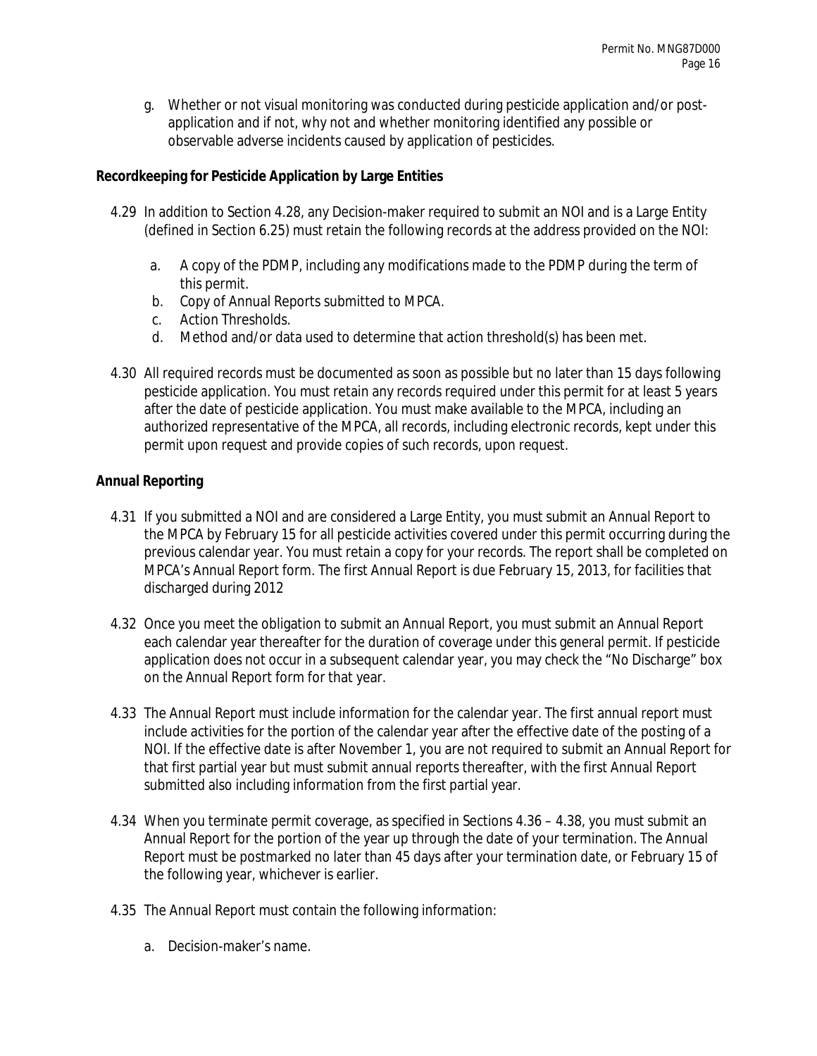g. Whether or not visual monitoring was conducted during pesticide application and/or post-application and if not, why not and whether monitoring identified any possible or observable adverse incidents caused by application of pesticides.

**Recordkeeping for Pesticide Application by Large Entities**

4.29 In addition to Section 4.28, any Decision-maker required to submit an NOI and is a Large Entity (defined in Section 6.25) must retain the following records at the address provided on the NOI:

a. A copy of the PDMP, including any modifications made to the PDMP during the term of this permit.
b. Copy of Annual Reports submitted to MPCA.
c. Action Thresholds.
d. Method and/or data used to determine that action threshold(s) has been met.

4.30 All required records must be documented as soon as possible but no later than 15 days following pesticide application. You must retain any records required under this permit for at least 5 years after the date of pesticide application. You must make available to the MPCA, including an authorized representative of the MPCA, all records, including electronic records, kept under this permit upon request and provide copies of such records, upon request.

**Annual Reporting**

4.31 If you submitted a NOI and are considered a Large Entity, you must submit an Annual Report to the MPCA by February 15 for all pesticide activities covered under this permit occurring during the previous calendar year. You must retain a copy for your records. The report shall be completed on MPCA's Annual Report form. The first Annual Report is due February 15, 2013, for facilities that discharged during 2012

4.32 Once you meet the obligation to submit an Annual Report, you must submit an Annual Report each calendar year thereafter for the duration of coverage under this general permit. If pesticide application does not occur in a subsequent calendar year, you may check the "No Discharge" box on the Annual Report form for that year.

4.33 The Annual Report must include information for the calendar year. The first annual report must include activities for the portion of the calendar year after the effective date of the posting of a NOI. If the effective date is after November 1, you are not required to submit an Annual Report for that first partial year but must submit annual reports thereafter, with the first Annual Report submitted also including information from the first partial year.

4.34 When you terminate permit coverage, as specified in Sections 4.36 – 4.38, you must submit an Annual Report for the portion of the year up through the date of your termination. The Annual Report must be postmarked no later than 45 days after your termination date, or February 15 of the following year, whichever is earlier.

4.35 The Annual Report must contain the following information:

a. Decision-maker's name.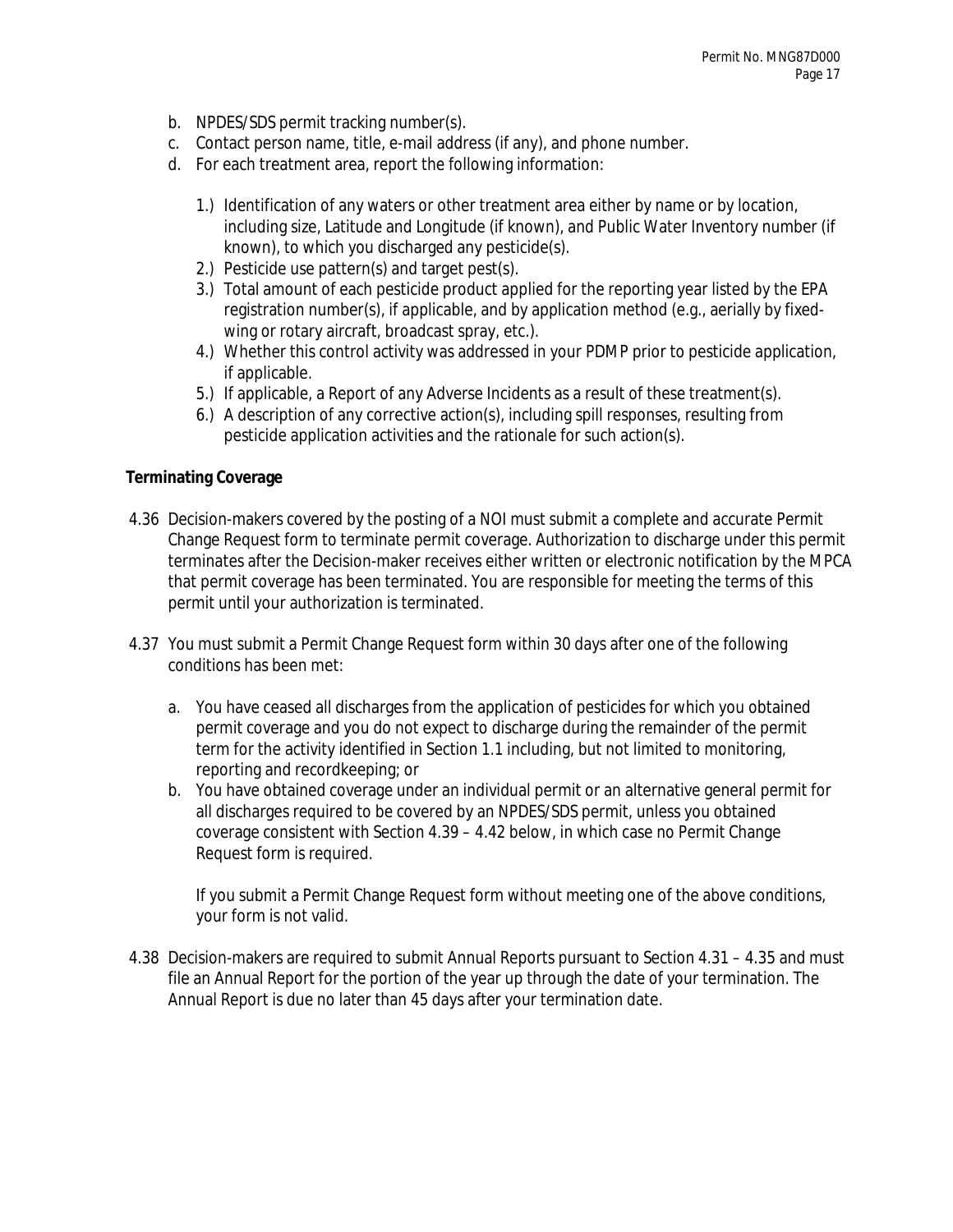b. NPDES/SDS permit tracking number(s).
c. Contact person name, title, e-mail address (if any), and phone number.
d. For each treatment area, report the following information:

    1.) Identification of any waters or other treatment area either by name or by location, including size, Latitude and Longitude (if known), and Public Water Inventory number (if known), to which you discharged any pesticide(s).
    2.) Pesticide use pattern(s) and target pest(s).
    3.) Total amount of each pesticide product applied for the reporting year listed by the EPA registration number(s), if applicable, and by application method (e.g., aerially by fixed-wing or rotary aircraft, broadcast spray, etc.).
    4.) Whether this control activity was addressed in your PDMP prior to pesticide application, if applicable.
    5.) If applicable, a Report of any Adverse Incidents as a result of these treatment(s).
    6.) A description of any corrective action(s), including spill responses, resulting from pesticide application activities and the rationale for such action(s).

**Terminating Coverage**

4.36 Decision-makers covered by the posting of a NOI must submit a complete and accurate Permit Change Request form to terminate permit coverage. Authorization to discharge under this permit terminates after the Decision-maker receives either written or electronic notification by the MPCA that permit coverage has been terminated. You are responsible for meeting the terms of this permit until your authorization is terminated.

4.37 You must submit a Permit Change Request form within 30 days after one of the following conditions has been met:

a. You have ceased all discharges from the application of pesticides for which you obtained permit coverage and you do not expect to discharge during the remainder of the permit term for the activity identified in Section 1.1 including, but not limited to monitoring, reporting and recordkeeping; or
b. You have obtained coverage under an individual permit or an alternative general permit for all discharges required to be covered by an NPDES/SDS permit, unless you obtained coverage consistent with Section 4.39 – 4.42 below, in which case no Permit Change Request form is required.

    If you submit a Permit Change Request form without meeting one of the above conditions, your form is not valid.

4.38 Decision-makers are required to submit Annual Reports pursuant to Section 4.31 – 4.35 and must file an Annual Report for the portion of the year up through the date of your termination. The Annual Report is due no later than 45 days after your termination date.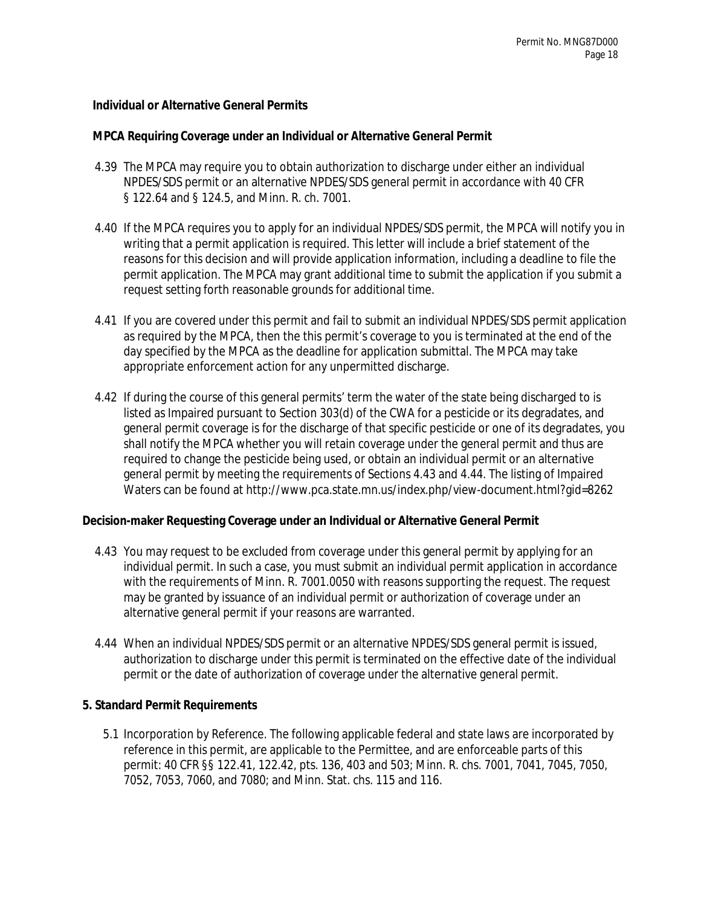**Individual or Alternative General Permits**

**MPCA Requiring Coverage under an Individual or Alternative General Permit**

4.39 The MPCA may require you to obtain authorization to discharge under either an individual NPDES/SDS permit or an alternative NPDES/SDS general permit in accordance with 40 CFR § 122.64 and § 124.5, and Minn. R. ch. 7001.

4.40 If the MPCA requires you to apply for an individual NPDES/SDS permit, the MPCA will notify you in writing that a permit application is required. This letter will include a brief statement of the reasons for this decision and will provide application information, including a deadline to file the permit application. The MPCA may grant additional time to submit the application if you submit a request setting forth reasonable grounds for additional time.

4.41 If you are covered under this permit and fail to submit an individual NPDES/SDS permit application as required by the MPCA, then the this permit's coverage to you is terminated at the end of the day specified by the MPCA as the deadline for application submittal. The MPCA may take appropriate enforcement action for any unpermitted discharge.

4.42 If during the course of this general permits' term the water of the state being discharged to is listed as Impaired pursuant to Section 303(d) of the CWA for a pesticide or its degradates, and general permit coverage is for the discharge of that specific pesticide or one of its degradates, you shall notify the MPCA whether you will retain coverage under the general permit and thus are required to change the pesticide being used, or obtain an individual permit or an alternative general permit by meeting the requirements of Sections 4.43 and 4.44. The listing of Impaired Waters can be found at http://www.pca.state.mn.us/index.php/view-document.html?gid=8262

**Decision-maker Requesting Coverage under an Individual or Alternative General Permit**

4.43 You may request to be excluded from coverage under this general permit by applying for an individual permit. In such a case, you must submit an individual permit application in accordance with the requirements of Minn. R. 7001.0050 with reasons supporting the request. The request may be granted by issuance of an individual permit or authorization of coverage under an alternative general permit if your reasons are warranted.

4.44 When an individual NPDES/SDS permit or an alternative NPDES/SDS general permit is issued, authorization to discharge under this permit is terminated on the effective date of the individual permit or the date of authorization of coverage under the alternative general permit.

**5. Standard Permit Requirements**

5.1 Incorporation by Reference. The following applicable federal and state laws are incorporated by reference in this permit, are applicable to the Permittee, and are enforceable parts of this permit: 40 CFR §§ 122.41, 122.42, pts. 136, 403 and 503; Minn. R. chs. 7001, 7041, 7045, 7050, 7052, 7053, 7060, and 7080; and Minn. Stat. chs. 115 and 116.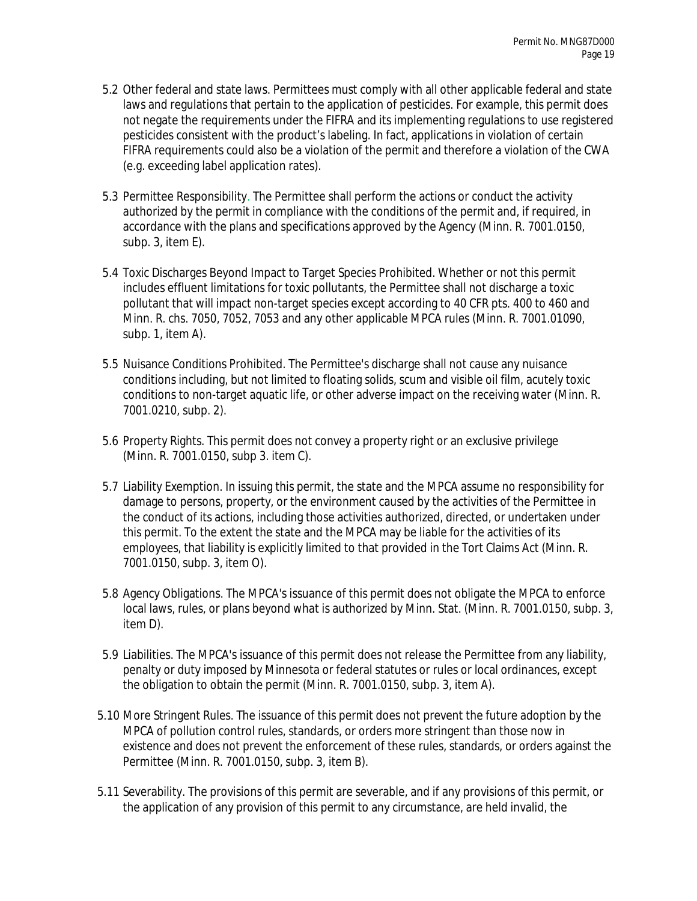5.2 Other federal and state laws. Permittees must comply with all other applicable federal and state laws and regulations that pertain to the application of pesticides. For example, this permit does not negate the requirements under the FIFRA and its implementing regulations to use registered pesticides consistent with the product's labeling. In fact, applications in violation of certain FIFRA requirements could also be a violation of the permit and therefore a violation of the CWA (e.g. exceeding label application rates).

5.3 Permittee Responsibility. The Permittee shall perform the actions or conduct the activity authorized by the permit in compliance with the conditions of the permit and, if required, in accordance with the plans and specifications approved by the Agency (Minn. R. 7001.0150, subp. 3, item E).

5.4 Toxic Discharges Beyond Impact to Target Species Prohibited. Whether or not this permit includes effluent limitations for toxic pollutants, the Permittee shall not discharge a toxic pollutant that will impact non-target species except according to 40 CFR pts. 400 to 460 and Minn. R. chs. 7050, 7052, 7053 and any other applicable MPCA rules (Minn. R. 7001.01090, subp. 1, item A).

5.5 Nuisance Conditions Prohibited. The Permittee's discharge shall not cause any nuisance conditions including, but not limited to floating solids, scum and visible oil film, acutely toxic conditions to non-target aquatic life, or other adverse impact on the receiving water (Minn. R. 7001.0210, subp. 2).

5.6 Property Rights. This permit does not convey a property right or an exclusive privilege (Minn. R. 7001.0150, subp 3. item C).

5.7 Liability Exemption. In issuing this permit, the state and the MPCA assume no responsibility for damage to persons, property, or the environment caused by the activities of the Permittee in the conduct of its actions, including those activities authorized, directed, or undertaken under this permit. To the extent the state and the MPCA may be liable for the activities of its employees, that liability is explicitly limited to that provided in the Tort Claims Act (Minn. R. 7001.0150, subp. 3, item O).

5.8 Agency Obligations. The MPCA's issuance of this permit does not obligate the MPCA to enforce local laws, rules, or plans beyond what is authorized by Minn. Stat. (Minn. R. 7001.0150, subp. 3, item D).

5.9 Liabilities. The MPCA's issuance of this permit does not release the Permittee from any liability, penalty or duty imposed by Minnesota or federal statutes or rules or local ordinances, except the obligation to obtain the permit (Minn. R. 7001.0150, subp. 3, item A).

5.10 More Stringent Rules. The issuance of this permit does not prevent the future adoption by the MPCA of pollution control rules, standards, or orders more stringent than those now in existence and does not prevent the enforcement of these rules, standards, or orders against the Permittee (Minn. R. 7001.0150, subp. 3, item B).

5.11 Severability. The provisions of this permit are severable, and if any provisions of this permit, or the application of any provision of this permit to any circumstance, are held invalid, the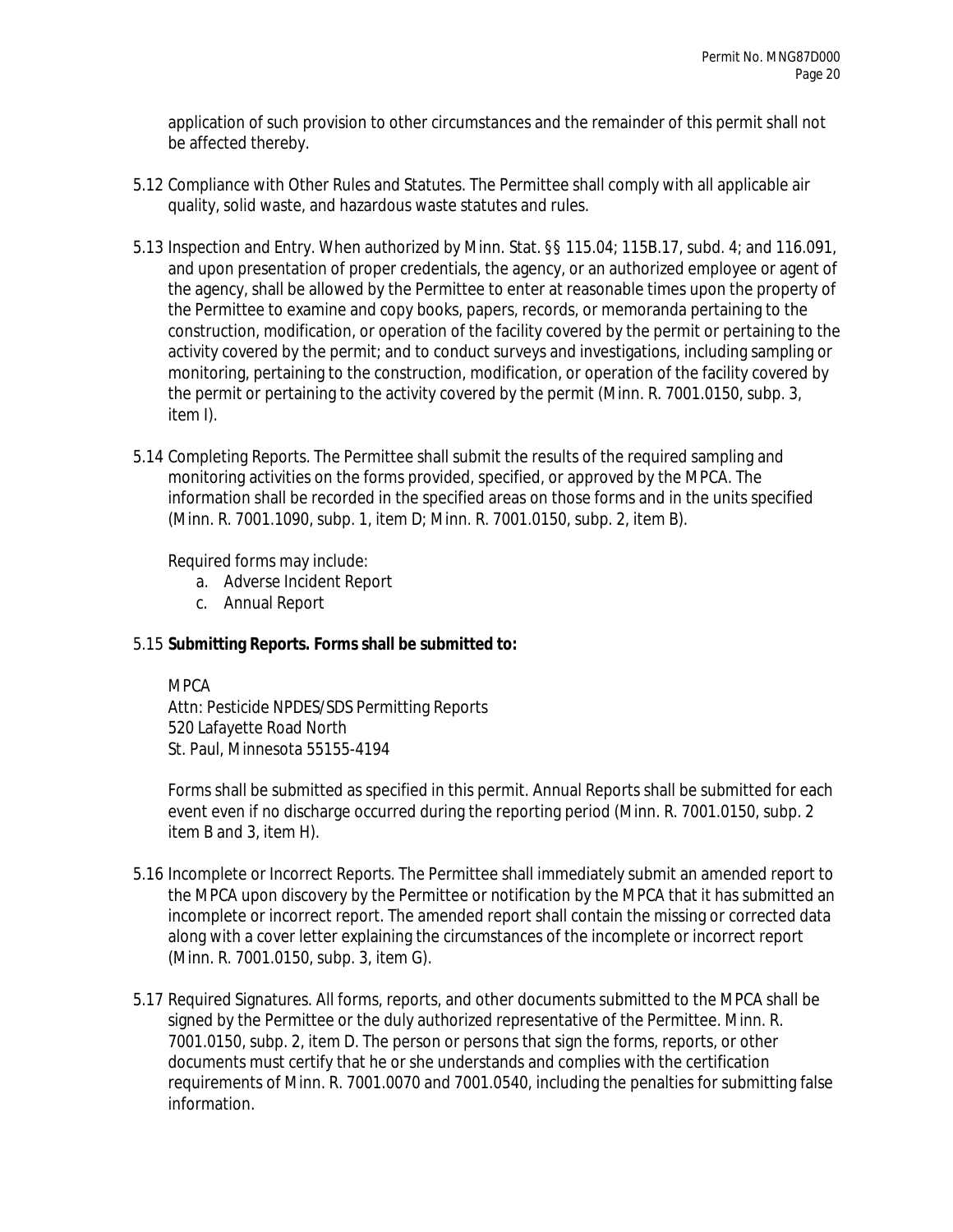application of such provision to other circumstances and the remainder of this permit shall not be affected thereby.

5.12 Compliance with Other Rules and Statutes. The Permittee shall comply with all applicable air quality, solid waste, and hazardous waste statutes and rules.

5.13 Inspection and Entry. When authorized by Minn. Stat. §§ 115.04; 115B.17, subd. 4; and 116.091, and upon presentation of proper credentials, the agency, or an authorized employee or agent of the agency, shall be allowed by the Permittee to enter at reasonable times upon the property of the Permittee to examine and copy books, papers, records, or memoranda pertaining to the construction, modification, or operation of the facility covered by the permit or pertaining to the activity covered by the permit; and to conduct surveys and investigations, including sampling or monitoring, pertaining to the construction, modification, or operation of the facility covered by the permit or pertaining to the activity covered by the permit (Minn. R. 7001.0150, subp. 3, item I).

5.14 Completing Reports. The Permittee shall submit the results of the required sampling and monitoring activities on the forms provided, specified, or approved by the MPCA. The information shall be recorded in the specified areas on those forms and in the units specified (Minn. R. 7001.1090, subp. 1, item D; Minn. R. 7001.0150, subp. 2, item B).

Required forms may include:

a. Adverse Incident Report
c. Annual Report

5.15 **Submitting Reports. Forms shall be submitted to:**

MPCA
Attn: Pesticide NPDES/SDS Permitting Reports
520 Lafayette Road North
St. Paul, Minnesota 55155-4194

Forms shall be submitted as specified in this permit. Annual Reports shall be submitted for each event even if no discharge occurred during the reporting period (Minn. R. 7001.0150, subp. 2 item B and 3, item H).

5.16 Incomplete or Incorrect Reports. The Permittee shall immediately submit an amended report to the MPCA upon discovery by the Permittee or notification by the MPCA that it has submitted an incomplete or incorrect report. The amended report shall contain the missing or corrected data along with a cover letter explaining the circumstances of the incomplete or incorrect report (Minn. R. 7001.0150, subp. 3, item G).

5.17 Required Signatures. All forms, reports, and other documents submitted to the MPCA shall be signed by the Permittee or the duly authorized representative of the Permittee. Minn. R. 7001.0150, subp. 2, item D. The person or persons that sign the forms, reports, or other documents must certify that he or she understands and complies with the certification requirements of Minn. R. 7001.0070 and 7001.0540, including the penalties for submitting false information.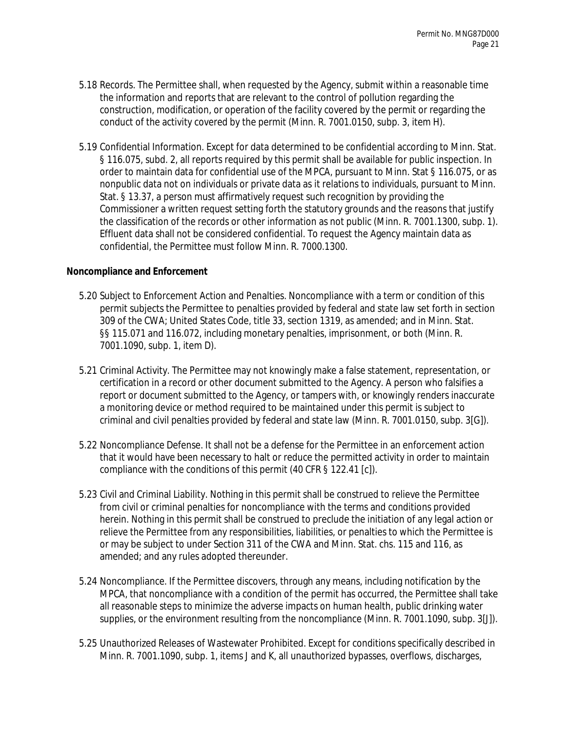5.18 Records. The Permittee shall, when requested by the Agency, submit within a reasonable time the information and reports that are relevant to the control of pollution regarding the construction, modification, or operation of the facility covered by the permit or regarding the conduct of the activity covered by the permit (Minn. R. 7001.0150, subp. 3, item H).

5.19 Confidential Information. Except for data determined to be confidential according to Minn. Stat. § 116.075, subd. 2, all reports required by this permit shall be available for public inspection. In order to maintain data for confidential use of the MPCA, pursuant to Minn. Stat § 116.075, or as nonpublic data not on individuals or private data as it relations to individuals, pursuant to Minn. Stat. § 13.37, a person must affirmatively request such recognition by providing the Commissioner a written request setting forth the statutory grounds and the reasons that justify the classification of the records or other information as not public (Minn. R. 7001.1300, subp. 1). Effluent data shall not be considered confidential. To request the Agency maintain data as confidential, the Permittee must follow Minn. R. 7000.1300.

**Noncompliance and Enforcement**

5.20 Subject to Enforcement Action and Penalties. Noncompliance with a term or condition of this permit subjects the Permittee to penalties provided by federal and state law set forth in section 309 of the CWA; United States Code, title 33, section 1319, as amended; and in Minn. Stat. §§ 115.071 and 116.072, including monetary penalties, imprisonment, or both (Minn. R. 7001.1090, subp. 1, item D).

5.21 Criminal Activity. The Permittee may not knowingly make a false statement, representation, or certification in a record or other document submitted to the Agency. A person who falsifies a report or document submitted to the Agency, or tampers with, or knowingly renders inaccurate a monitoring device or method required to be maintained under this permit is subject to criminal and civil penalties provided by federal and state law (Minn. R. 7001.0150, subp. 3[G]).

5.22 Noncompliance Defense. It shall not be a defense for the Permittee in an enforcement action that it would have been necessary to halt or reduce the permitted activity in order to maintain compliance with the conditions of this permit (40 CFR § 122.41 [c]).

5.23 Civil and Criminal Liability. Nothing in this permit shall be construed to relieve the Permittee from civil or criminal penalties for noncompliance with the terms and conditions provided herein. Nothing in this permit shall be construed to preclude the initiation of any legal action or relieve the Permittee from any responsibilities, liabilities, or penalties to which the Permittee is or may be subject to under Section 311 of the CWA and Minn. Stat. chs. 115 and 116, as amended; and any rules adopted thereunder.

5.24 Noncompliance. If the Permittee discovers, through any means, including notification by the MPCA, that noncompliance with a condition of the permit has occurred, the Permittee shall take all reasonable steps to minimize the adverse impacts on human health, public drinking water supplies, or the environment resulting from the noncompliance (Minn. R. 7001.1090, subp. 3[J]).

5.25 Unauthorized Releases of Wastewater Prohibited. Except for conditions specifically described in Minn. R. 7001.1090, subp. 1, items J and K, all unauthorized bypasses, overflows, discharges,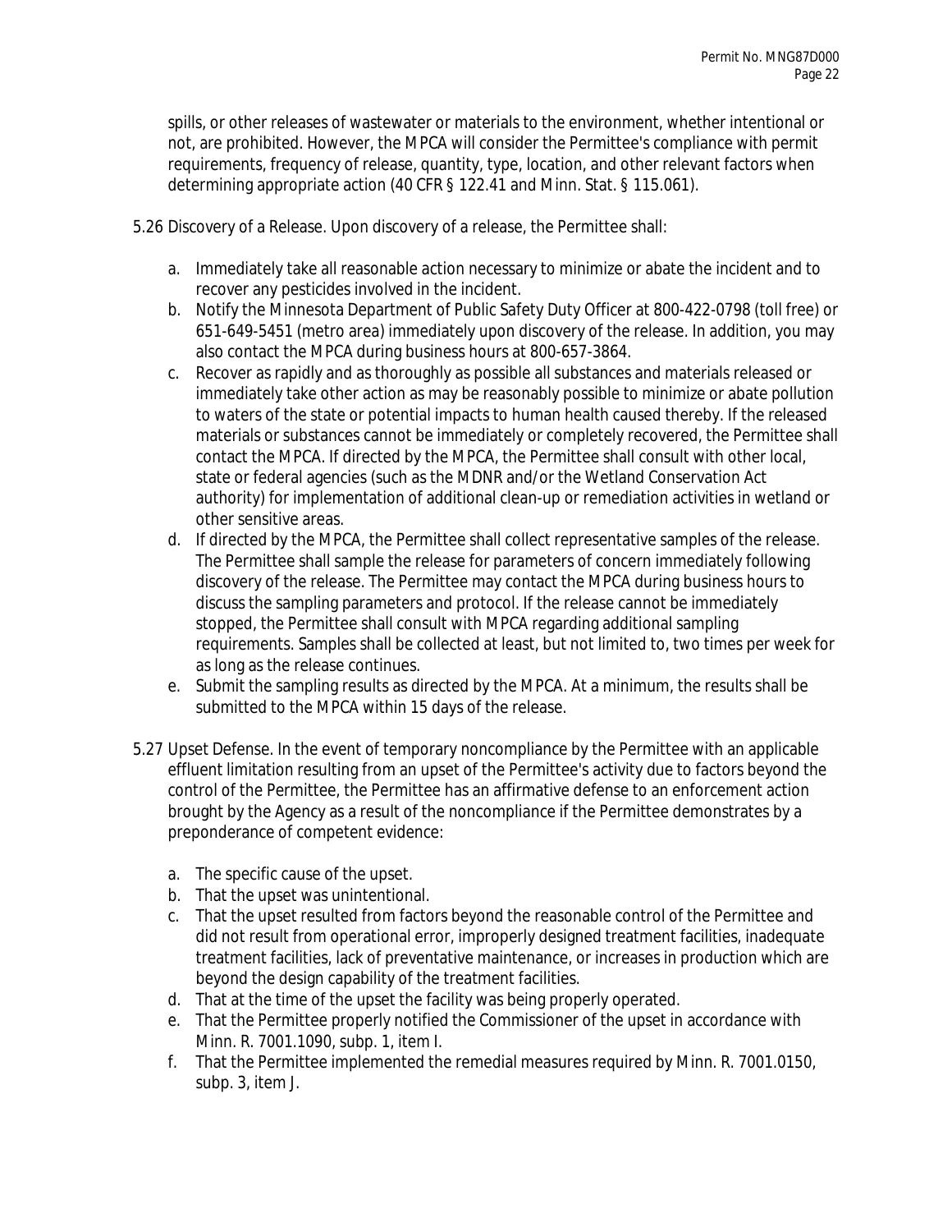spills, or other releases of wastewater or materials to the environment, whether intentional or not, are prohibited. However, the MPCA will consider the Permittee's compliance with permit requirements, frequency of release, quantity, type, location, and other relevant factors when determining appropriate action (40 CFR § 122.41 and Minn. Stat. § 115.061).

5.26 Discovery of a Release. Upon discovery of a release, the Permittee shall:

a. Immediately take all reasonable action necessary to minimize or abate the incident and to recover any pesticides involved in the incident.
b. Notify the Minnesota Department of Public Safety Duty Officer at 800-422-0798 (toll free) or 651-649-5451 (metro area) immediately upon discovery of the release. In addition, you may also contact the MPCA during business hours at 800-657-3864.
c. Recover as rapidly and as thoroughly as possible all substances and materials released or immediately take other action as may be reasonably possible to minimize or abate pollution to waters of the state or potential impacts to human health caused thereby. If the released materials or substances cannot be immediately or completely recovered, the Permittee shall contact the MPCA. If directed by the MPCA, the Permittee shall consult with other local, state or federal agencies (such as the MDNR and/or the Wetland Conservation Act authority) for implementation of additional clean-up or remediation activities in wetland or other sensitive areas.
d. If directed by the MPCA, the Permittee shall collect representative samples of the release. The Permittee shall sample the release for parameters of concern immediately following discovery of the release. The Permittee may contact the MPCA during business hours to discuss the sampling parameters and protocol. If the release cannot be immediately stopped, the Permittee shall consult with MPCA regarding additional sampling requirements. Samples shall be collected at least, but not limited to, two times per week for as long as the release continues.
e. Submit the sampling results as directed by the MPCA. At a minimum, the results shall be submitted to the MPCA within 15 days of the release.

5.27 Upset Defense. In the event of temporary noncompliance by the Permittee with an applicable effluent limitation resulting from an upset of the Permittee's activity due to factors beyond the control of the Permittee, the Permittee has an affirmative defense to an enforcement action brought by the Agency as a result of the noncompliance if the Permittee demonstrates by a preponderance of competent evidence:

a. The specific cause of the upset.
b. That the upset was unintentional.
c. That the upset resulted from factors beyond the reasonable control of the Permittee and did not result from operational error, improperly designed treatment facilities, inadequate treatment facilities, lack of preventative maintenance, or increases in production which are beyond the design capability of the treatment facilities.
d. That at the time of the upset the facility was being properly operated.
e. That the Permittee properly notified the Commissioner of the upset in accordance with Minn. R. 7001.1090, subp. 1, item I.
f. That the Permittee implemented the remedial measures required by Minn. R. 7001.0150, subp. 3, item J.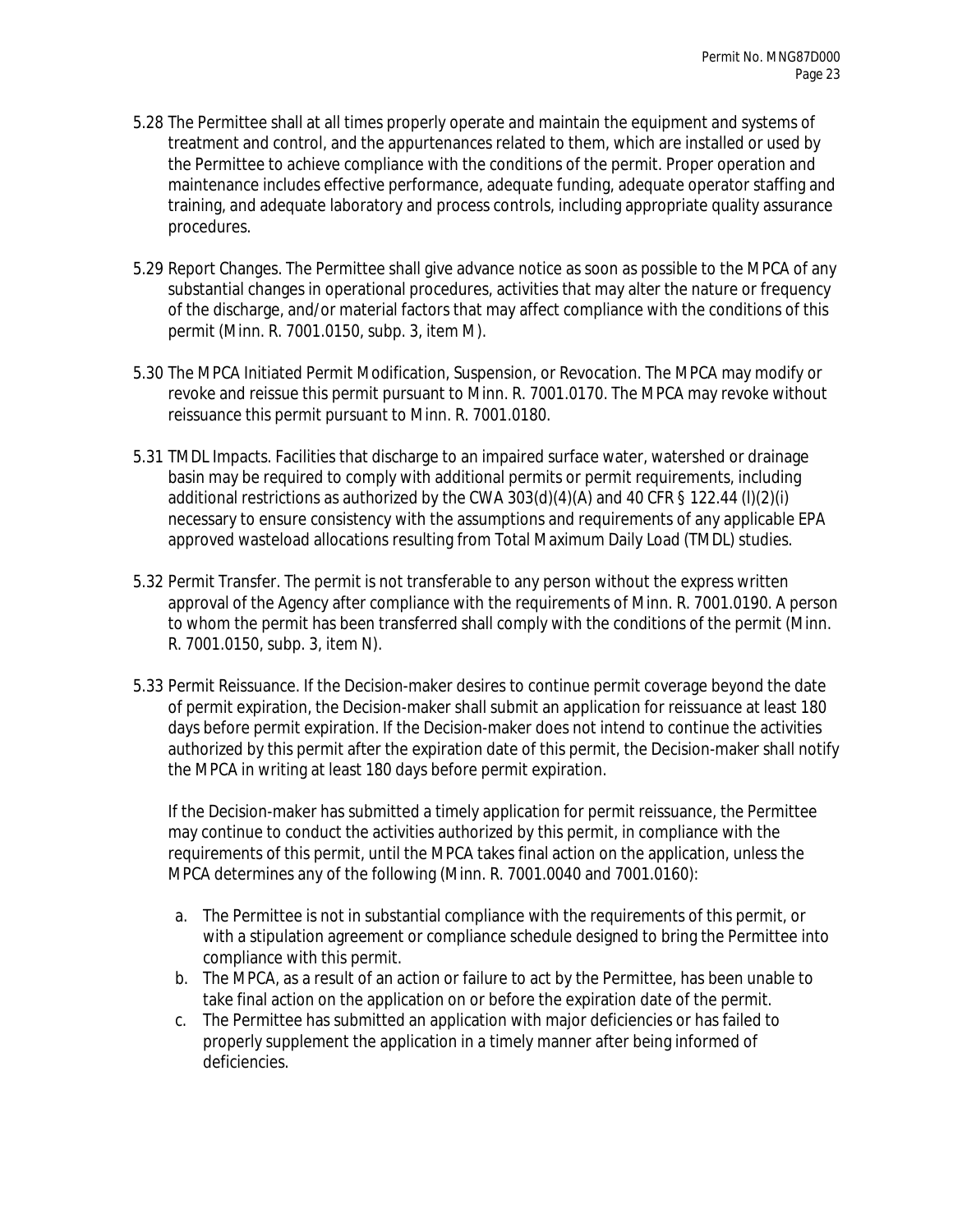5.28 The Permittee shall at all times properly operate and maintain the equipment and systems of treatment and control, and the appurtenances related to them, which are installed or used by the Permittee to achieve compliance with the conditions of the permit. Proper operation and maintenance includes effective performance, adequate funding, adequate operator staffing and training, and adequate laboratory and process controls, including appropriate quality assurance procedures.

5.29 Report Changes. The Permittee shall give advance notice as soon as possible to the MPCA of any substantial changes in operational procedures, activities that may alter the nature or frequency of the discharge, and/or material factors that may affect compliance with the conditions of this permit (Minn. R. 7001.0150, subp. 3, item M).

5.30 The MPCA Initiated Permit Modification, Suspension, or Revocation. The MPCA may modify or revoke and reissue this permit pursuant to Minn. R. 7001.0170. The MPCA may revoke without reissuance this permit pursuant to Minn. R. 7001.0180.

5.31 TMDL Impacts. Facilities that discharge to an impaired surface water, watershed or drainage basin may be required to comply with additional permits or permit requirements, including additional restrictions as authorized by the CWA 303(d)(4)(A) and 40 CFR § 122.44 (l)(2)(i) necessary to ensure consistency with the assumptions and requirements of any applicable EPA approved wasteload allocations resulting from Total Maximum Daily Load (TMDL) studies.

5.32 Permit Transfer. The permit is not transferable to any person without the express written approval of the Agency after compliance with the requirements of Minn. R. 7001.0190. A person to whom the permit has been transferred shall comply with the conditions of the permit (Minn. R. 7001.0150, subp. 3, item N).

5.33 Permit Reissuance. If the Decision-maker desires to continue permit coverage beyond the date of permit expiration, the Decision-maker shall submit an application for reissuance at least 180 days before permit expiration. If the Decision-maker does not intend to continue the activities authorized by this permit after the expiration date of this permit, the Decision-maker shall notify the MPCA in writing at least 180 days before permit expiration.

If the Decision-maker has submitted a timely application for permit reissuance, the Permittee may continue to conduct the activities authorized by this permit, in compliance with the requirements of this permit, until the MPCA takes final action on the application, unless the MPCA determines any of the following (Minn. R. 7001.0040 and 7001.0160):

a. The Permittee is not in substantial compliance with the requirements of this permit, or with a stipulation agreement or compliance schedule designed to bring the Permittee into compliance with this permit.
b. The MPCA, as a result of an action or failure to act by the Permittee, has been unable to take final action on the application on or before the expiration date of the permit.
c. The Permittee has submitted an application with major deficiencies or has failed to properly supplement the application in a timely manner after being informed of deficiencies.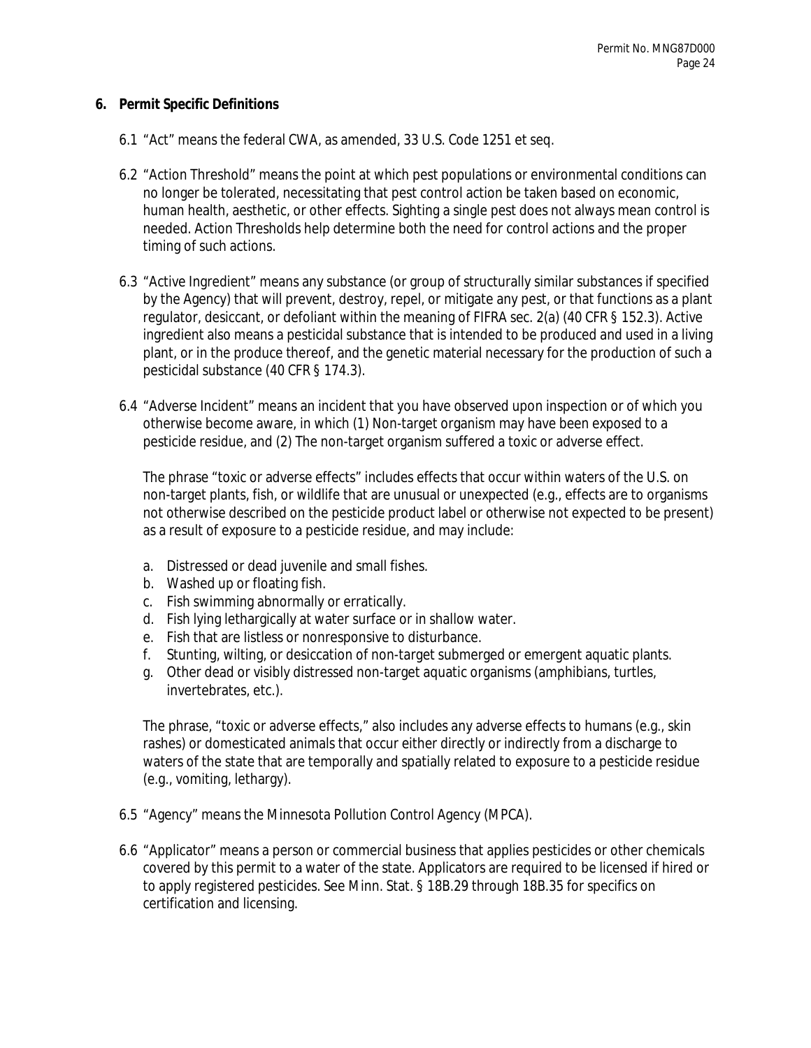## 6. Permit Specific Definitions

6.1 "Act" means the federal CWA, as amended, 33 U.S. Code 1251 et seq.

6.2 "Action Threshold" means the point at which pest populations or environmental conditions can no longer be tolerated, necessitating that pest control action be taken based on economic, human health, aesthetic, or other effects. Sighting a single pest does not always mean control is needed. Action Thresholds help determine both the need for control actions and the proper timing of such actions.

6.3 "Active Ingredient" means any substance (or group of structurally similar substances if specified by the Agency) that will prevent, destroy, repel, or mitigate any pest, or that functions as a plant regulator, desiccant, or defoliant within the meaning of FIFRA sec. 2(a) (40 CFR § 152.3). Active ingredient also means a pesticidal substance that is intended to be produced and used in a living plant, or in the produce thereof, and the genetic material necessary for the production of such a pesticidal substance (40 CFR § 174.3).

6.4 "Adverse Incident" means an incident that you have observed upon inspection or of which you otherwise become aware, in which (1) Non-target organism may have been exposed to a pesticide residue, and (2) The non-target organism suffered a toxic or adverse effect.

The phrase "toxic or adverse effects" includes effects that occur within waters of the U.S. on non-target plants, fish, or wildlife that are unusual or unexpected (e.g., effects are to organisms not otherwise described on the pesticide product label or otherwise not expected to be present) as a result of exposure to a pesticide residue, and may include:

a. Distressed or dead juvenile and small fishes.
b. Washed up or floating fish.
c. Fish swimming abnormally or erratically.
d. Fish lying lethargically at water surface or in shallow water.
e. Fish that are listless or nonresponsive to disturbance.
f. Stunting, wilting, or desiccation of non-target submerged or emergent aquatic plants.
g. Other dead or visibly distressed non-target aquatic organisms (amphibians, turtles, invertebrates, etc.).

The phrase, "toxic or adverse effects," also includes any adverse effects to humans (e.g., skin rashes) or domesticated animals that occur either directly or indirectly from a discharge to waters of the state that are temporally and spatially related to exposure to a pesticide residue (e.g., vomiting, lethargy).

6.5 "Agency" means the Minnesota Pollution Control Agency (MPCA).

6.6 "Applicator" means a person or commercial business that applies pesticides or other chemicals covered by this permit to a water of the state. Applicators are required to be licensed if hired or to apply registered pesticides. See Minn. Stat. § 18B.29 through 18B.35 for specifics on certification and licensing.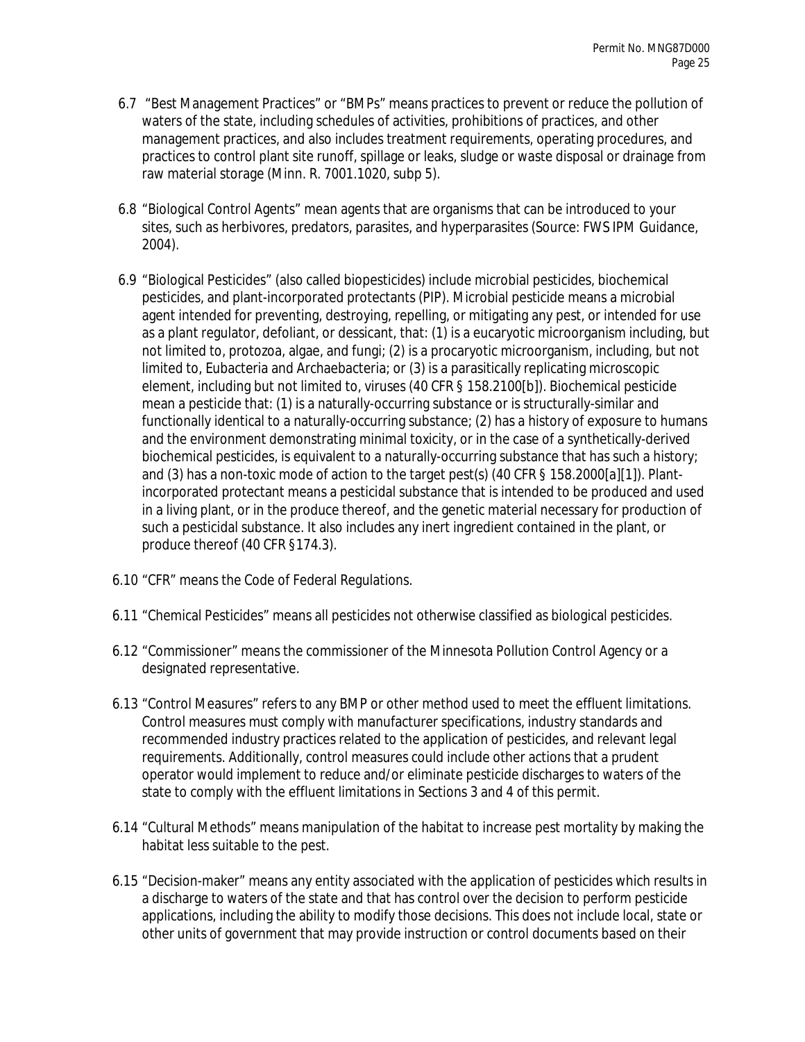6.7 "Best Management Practices" or "BMPs" means practices to prevent or reduce the pollution of waters of the state, including schedules of activities, prohibitions of practices, and other management practices, and also includes treatment requirements, operating procedures, and practices to control plant site runoff, spillage or leaks, sludge or waste disposal or drainage from raw material storage (Minn. R. 7001.1020, subp 5).

6.8 "Biological Control Agents" mean agents that are organisms that can be introduced to your sites, such as herbivores, predators, parasites, and hyperparasites (Source: FWS IPM Guidance, 2004).

6.9 "Biological Pesticides" (also called biopesticides) include microbial pesticides, biochemical pesticides, and plant-incorporated protectants (PIP). Microbial pesticide means a microbial agent intended for preventing, destroying, repelling, or mitigating any pest, or intended for use as a plant regulator, defoliant, or dessicant, that: (1) is a eucaryotic microorganism including, but not limited to, protozoa, algae, and fungi; (2) is a procaryotic microorganism, including, but not limited to, Eubacteria and Archaebacteria; or (3) is a parasitically replicating microscopic element, including but not limited to, viruses (40 CFR § 158.2100[b]). Biochemical pesticide mean a pesticide that: (1) is a naturally-occurring substance or is structurally-similar and functionally identical to a naturally-occurring substance; (2) has a history of exposure to humans and the environment demonstrating minimal toxicity, or in the case of a synthetically-derived biochemical pesticides, is equivalent to a naturally-occurring substance that has such a history; and (3) has a non-toxic mode of action to the target pest(s) (40 CFR § 158.2000[a][1]). Plant-incorporated protectant means a pesticidal substance that is intended to be produced and used in a living plant, or in the produce thereof, and the genetic material necessary for production of such a pesticidal substance. It also includes any inert ingredient contained in the plant, or produce thereof (40 CFR §174.3).

6.10 "CFR" means the Code of Federal Regulations.

6.11 "Chemical Pesticides" means all pesticides not otherwise classified as biological pesticides.

6.12 "Commissioner" means the commissioner of the Minnesota Pollution Control Agency or a designated representative.

6.13 "Control Measures" refers to any BMP or other method used to meet the effluent limitations. Control measures must comply with manufacturer specifications, industry standards and recommended industry practices related to the application of pesticides, and relevant legal requirements. Additionally, control measures could include other actions that a prudent operator would implement to reduce and/or eliminate pesticide discharges to waters of the state to comply with the effluent limitations in Sections 3 and 4 of this permit.

6.14 "Cultural Methods" means manipulation of the habitat to increase pest mortality by making the habitat less suitable to the pest.

6.15 "Decision-maker" means any entity associated with the application of pesticides which results in a discharge to waters of the state and that has control over the decision to perform pesticide applications, including the ability to modify those decisions. This does not include local, state or other units of government that may provide instruction or control documents based on their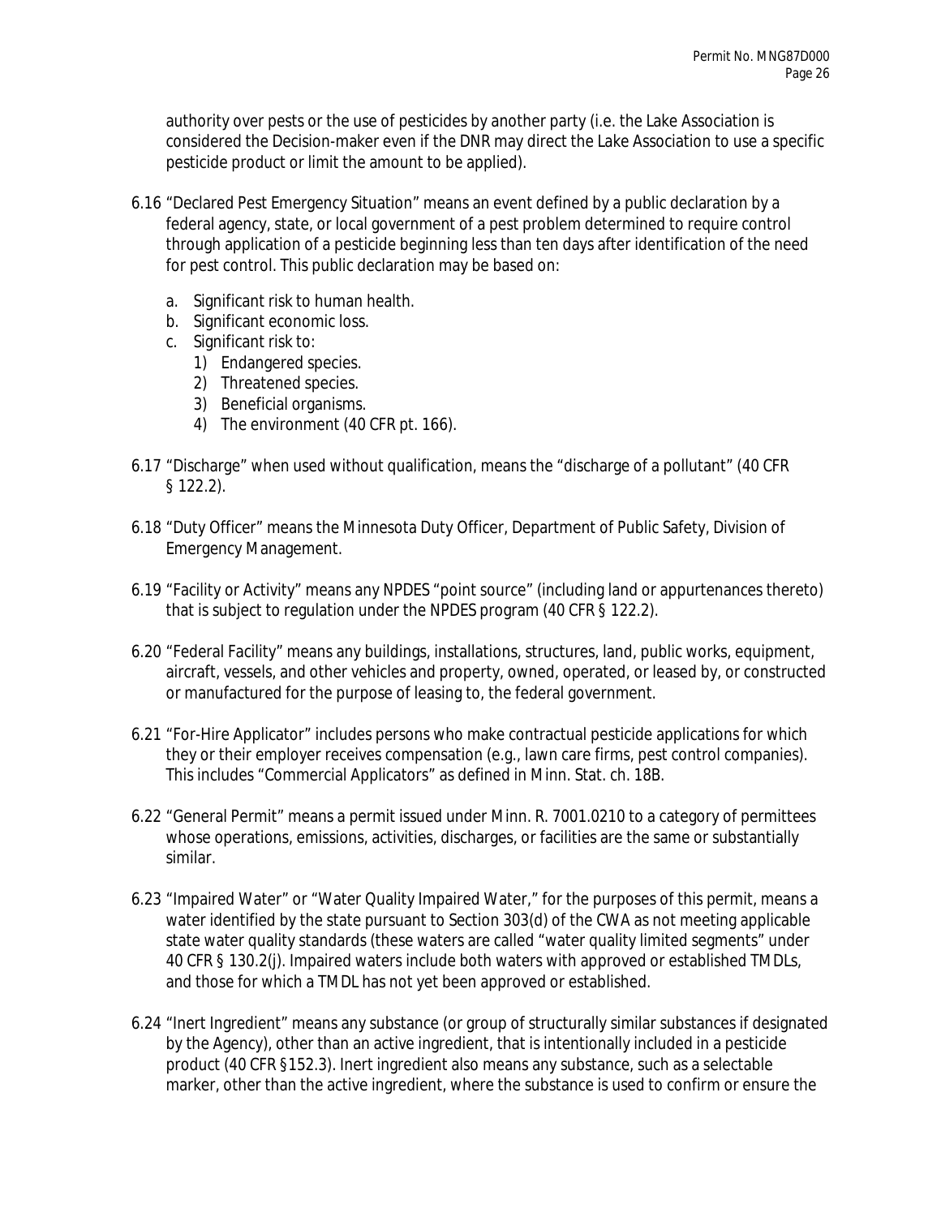authority over pests or the use of pesticides by another party (i.e. the Lake Association is considered the Decision-maker even if the DNR may direct the Lake Association to use a specific pesticide product or limit the amount to be applied).

6.16 "Declared Pest Emergency Situation" means an event defined by a public declaration by a federal agency, state, or local government of a pest problem determined to require control through application of a pesticide beginning less than ten days after identification of the need for pest control. This public declaration may be based on:

   a. Significant risk to human health.
   b. Significant economic loss.
   c. Significant risk to:
      1) Endangered species.
      2) Threatened species.
      3) Beneficial organisms.
      4) The environment (40 CFR pt. 166).

6.17 "Discharge" when used without qualification, means the "discharge of a pollutant" (40 CFR § 122.2).

6.18 "Duty Officer" means the Minnesota Duty Officer, Department of Public Safety, Division of Emergency Management.

6.19 "Facility or Activity" means any NPDES "point source" (including land or appurtenances thereto) that is subject to regulation under the NPDES program (40 CFR § 122.2).

6.20 "Federal Facility" means any buildings, installations, structures, land, public works, equipment, aircraft, vessels, and other vehicles and property, owned, operated, or leased by, or constructed or manufactured for the purpose of leasing to, the federal government.

6.21 "For-Hire Applicator" includes persons who make contractual pesticide applications for which they or their employer receives compensation (e.g., lawn care firms, pest control companies). This includes "Commercial Applicators" as defined in Minn. Stat. ch. 18B.

6.22 "General Permit" means a permit issued under Minn. R. 7001.0210 to a category of permittees whose operations, emissions, activities, discharges, or facilities are the same or substantially similar.

6.23 "Impaired Water" or "Water Quality Impaired Water," for the purposes of this permit, means a water identified by the state pursuant to Section 303(d) of the CWA as not meeting applicable state water quality standards (these waters are called "water quality limited segments" under 40 CFR § 130.2(j). Impaired waters include both waters with approved or established TMDLs, and those for which a TMDL has not yet been approved or established.

6.24 "Inert Ingredient" means any substance (or group of structurally similar substances if designated by the Agency), other than an active ingredient, that is intentionally included in a pesticide product (40 CFR §152.3). Inert ingredient also means any substance, such as a selectable marker, other than the active ingredient, where the substance is used to confirm or ensure the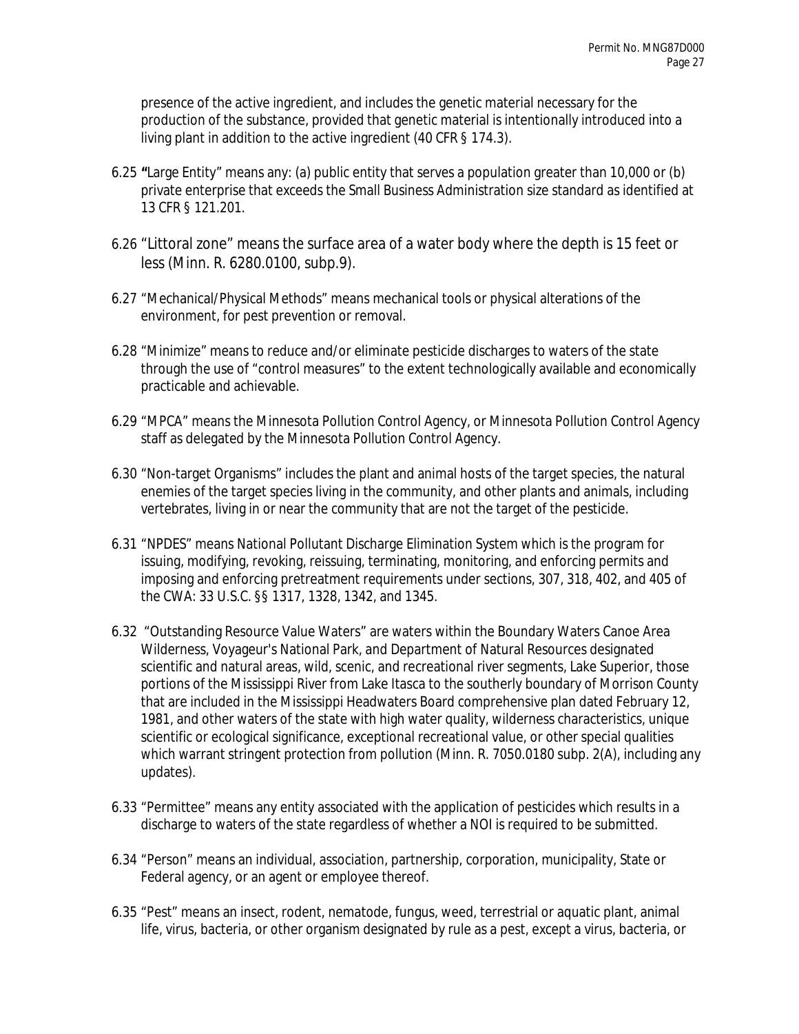presence of the active ingredient, and includes the genetic material necessary for the production of the substance, provided that genetic material is intentionally introduced into a living plant in addition to the active ingredient (40 CFR § 174.3).

6.25 **"**Large Entity" means any: (a) public entity that serves a population greater than 10,000 or (b) private enterprise that exceeds the Small Business Administration size standard as identified at 13 CFR § 121.201.

6.26 "Littoral zone" means the surface area of a water body where the depth is 15 feet or less (Minn. R. 6280.0100, subp.9).

6.27 "Mechanical/Physical Methods" means mechanical tools or physical alterations of the environment, for pest prevention or removal.

6.28 "Minimize" means to reduce and/or eliminate pesticide discharges to waters of the state through the use of "control measures" to the extent technologically available and economically practicable and achievable.

6.29 "MPCA" means the Minnesota Pollution Control Agency, or Minnesota Pollution Control Agency staff as delegated by the Minnesota Pollution Control Agency.

6.30 "Non-target Organisms" includes the plant and animal hosts of the target species, the natural enemies of the target species living in the community, and other plants and animals, including vertebrates, living in or near the community that are not the target of the pesticide.

6.31 "NPDES" means National Pollutant Discharge Elimination System which is the program for issuing, modifying, revoking, reissuing, terminating, monitoring, and enforcing permits and imposing and enforcing pretreatment requirements under sections, 307, 318, 402, and 405 of the CWA: 33 U.S.C. §§ 1317, 1328, 1342, and 1345.

6.32 "Outstanding Resource Value Waters" are waters within the Boundary Waters Canoe Area Wilderness, Voyageur's National Park, and Department of Natural Resources designated scientific and natural areas, wild, scenic, and recreational river segments, Lake Superior, those portions of the Mississippi River from Lake Itasca to the southerly boundary of Morrison County that are included in the Mississippi Headwaters Board comprehensive plan dated February 12, 1981, and other waters of the state with high water quality, wilderness characteristics, unique scientific or ecological significance, exceptional recreational value, or other special qualities which warrant stringent protection from pollution (Minn. R. 7050.0180 subp. 2(A), including any updates).

6.33 "Permittee" means any entity associated with the application of pesticides which results in a discharge to waters of the state regardless of whether a NOI is required to be submitted.

6.34 "Person" means an individual, association, partnership, corporation, municipality, State or Federal agency, or an agent or employee thereof.

6.35 "Pest" means an insect, rodent, nematode, fungus, weed, terrestrial or aquatic plant, animal life, virus, bacteria, or other organism designated by rule as a pest, except a virus, bacteria, or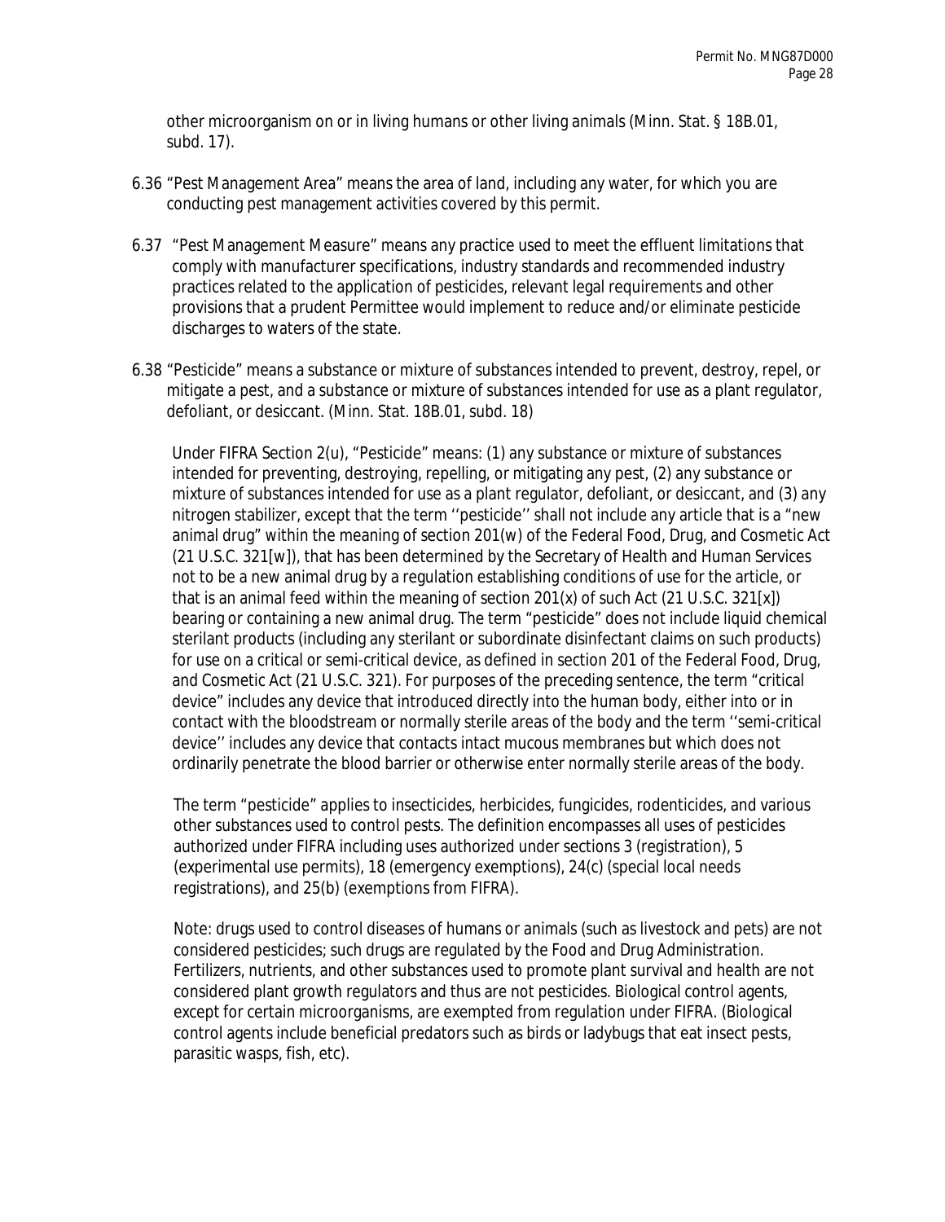other microorganism on or in living humans or other living animals (Minn. Stat. § 18B.01, subd. 17).

6.36 "Pest Management Area" means the area of land, including any water, for which you are conducting pest management activities covered by this permit.

6.37 "Pest Management Measure" means any practice used to meet the effluent limitations that comply with manufacturer specifications, industry standards and recommended industry practices related to the application of pesticides, relevant legal requirements and other provisions that a prudent Permittee would implement to reduce and/or eliminate pesticide discharges to waters of the state.

6.38 "Pesticide" means a substance or mixture of substances intended to prevent, destroy, repel, or mitigate a pest, and a substance or mixture of substances intended for use as a plant regulator, defoliant, or desiccant. (Minn. Stat. 18B.01, subd. 18)

Under FIFRA Section 2(u), "Pesticide" means: (1) any substance or mixture of substances intended for preventing, destroying, repelling, or mitigating any pest, (2) any substance or mixture of substances intended for use as a plant regulator, defoliant, or desiccant, and (3) any nitrogen stabilizer, except that the term ''pesticide'' shall not include any article that is a "new animal drug" within the meaning of section 201(w) of the Federal Food, Drug, and Cosmetic Act (21 U.S.C. 321[w]), that has been determined by the Secretary of Health and Human Services not to be a new animal drug by a regulation establishing conditions of use for the article, or that is an animal feed within the meaning of section 201(x) of such Act (21 U.S.C. 321[x]) bearing or containing a new animal drug. The term "pesticide" does not include liquid chemical sterilant products (including any sterilant or subordinate disinfectant claims on such products) for use on a critical or semi-critical device, as defined in section 201 of the Federal Food, Drug, and Cosmetic Act (21 U.S.C. 321). For purposes of the preceding sentence, the term "critical device" includes any device that introduced directly into the human body, either into or in contact with the bloodstream or normally sterile areas of the body and the term ''semi-critical device'' includes any device that contacts intact mucous membranes but which does not ordinarily penetrate the blood barrier or otherwise enter normally sterile areas of the body.

The term "pesticide" applies to insecticides, herbicides, fungicides, rodenticides, and various other substances used to control pests. The definition encompasses all uses of pesticides authorized under FIFRA including uses authorized under sections 3 (registration), 5 (experimental use permits), 18 (emergency exemptions), 24(c) (special local needs registrations), and 25(b) (exemptions from FIFRA).

Note: drugs used to control diseases of humans or animals (such as livestock and pets) are not considered pesticides; such drugs are regulated by the Food and Drug Administration. Fertilizers, nutrients, and other substances used to promote plant survival and health are not considered plant growth regulators and thus are not pesticides. Biological control agents, except for certain microorganisms, are exempted from regulation under FIFRA. (Biological control agents include beneficial predators such as birds or ladybugs that eat insect pests, parasitic wasps, fish, etc).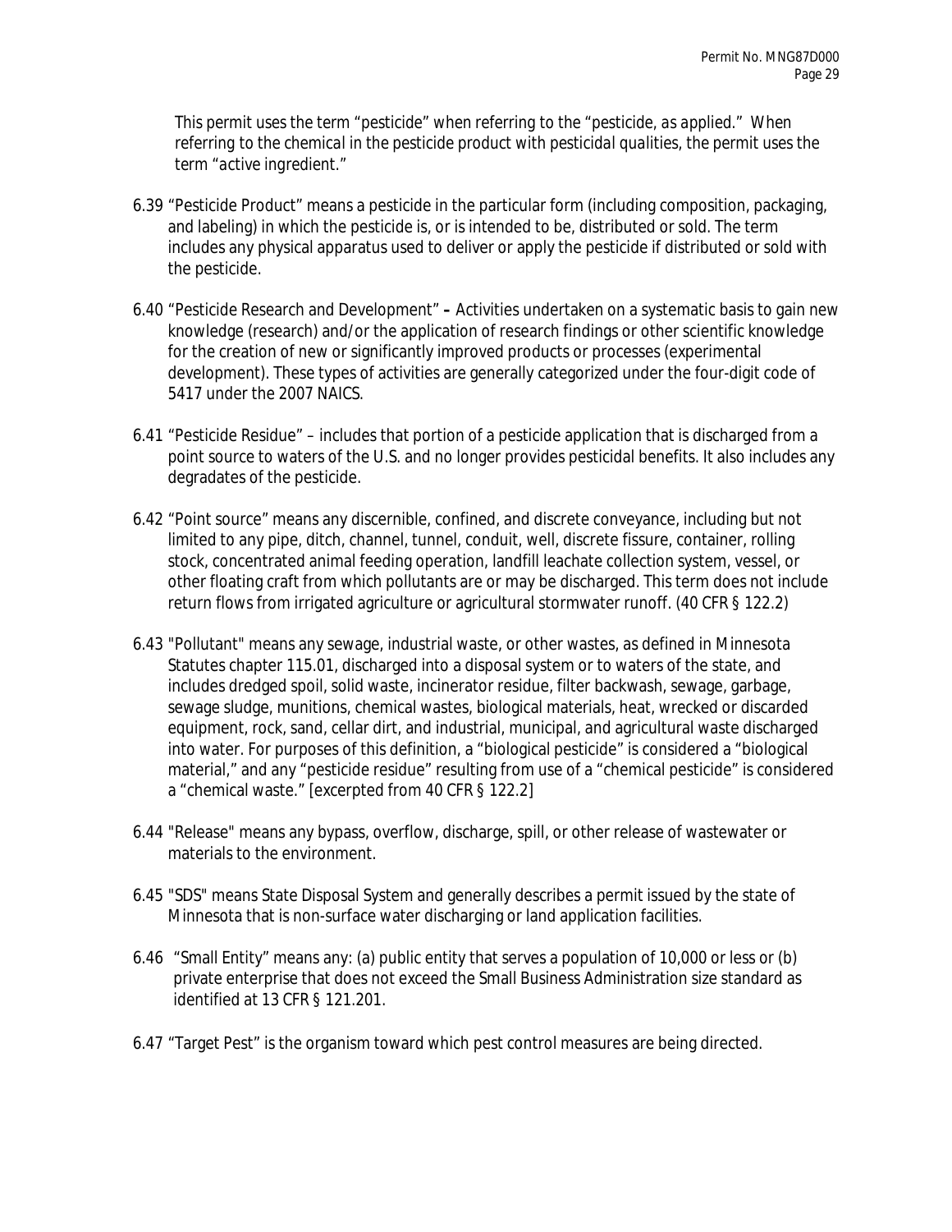This permit uses the term "pesticide" when referring to the "pesticide, as applied." When referring to the chemical in the pesticide product with pesticidal qualities, the permit uses the term "active ingredient."

6.39 "Pesticide Product" means a pesticide in the particular form (including composition, packaging, and labeling) in which the pesticide is, or is intended to be, distributed or sold. The term includes any physical apparatus used to deliver or apply the pesticide if distributed or sold with the pesticide.

6.40 "Pesticide Research and Development" **–** Activities undertaken on a systematic basis to gain new knowledge (research) and/or the application of research findings or other scientific knowledge for the creation of new or significantly improved products or processes (experimental development). These types of activities are generally categorized under the four-digit code of 5417 under the 2007 NAICS.

6.41 "Pesticide Residue" – includes that portion of a pesticide application that is discharged from a point source to waters of the U.S. and no longer provides pesticidal benefits. It also includes any degradates of the pesticide.

6.42 "Point source" means any discernible, confined, and discrete conveyance, including but not limited to any pipe, ditch, channel, tunnel, conduit, well, discrete fissure, container, rolling stock, concentrated animal feeding operation, landfill leachate collection system, vessel, or other floating craft from which pollutants are or may be discharged. This term does not include return flows from irrigated agriculture or agricultural stormwater runoff. (40 CFR § 122.2)

6.43 "Pollutant" means any sewage, industrial waste, or other wastes, as defined in Minnesota Statutes chapter 115.01, discharged into a disposal system or to waters of the state, and includes dredged spoil, solid waste, incinerator residue, filter backwash, sewage, garbage, sewage sludge, munitions, chemical wastes, biological materials, heat, wrecked or discarded equipment, rock, sand, cellar dirt, and industrial, municipal, and agricultural waste discharged into water. For purposes of this definition, a "biological pesticide" is considered a "biological material," and any "pesticide residue" resulting from use of a "chemical pesticide" is considered a "chemical waste." [excerpted from 40 CFR § 122.2]

6.44 "Release" means any bypass, overflow, discharge, spill, or other release of wastewater or materials to the environment.

6.45 "SDS" means State Disposal System and generally describes a permit issued by the state of Minnesota that is non-surface water discharging or land application facilities.

6.46 "Small Entity" means any: (a) public entity that serves a population of 10,000 or less or (b) private enterprise that does not exceed the Small Business Administration size standard as identified at 13 CFR § 121.201.

6.47 "Target Pest" is the organism toward which pest control measures are being directed.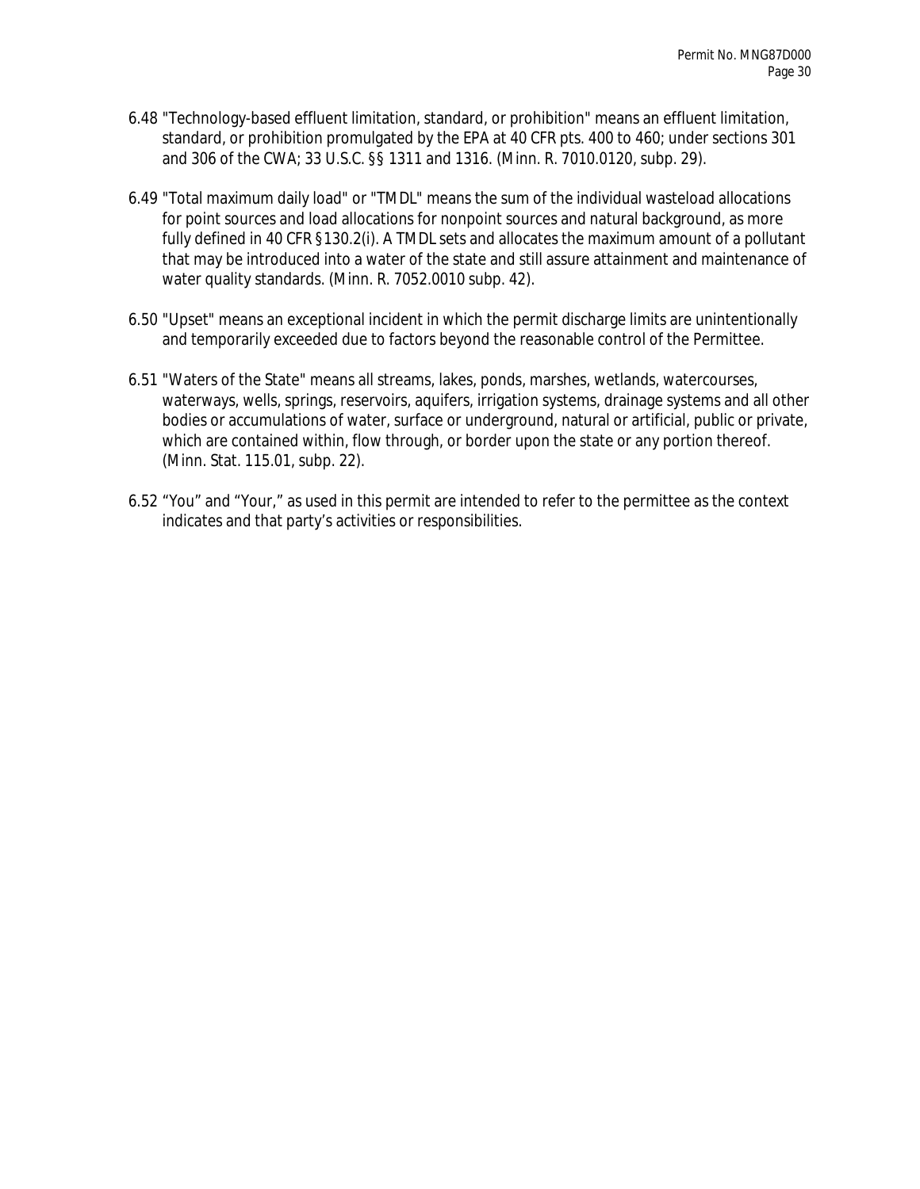6.48 "Technology-based effluent limitation, standard, or prohibition" means an effluent limitation, standard, or prohibition promulgated by the EPA at 40 CFR pts. 400 to 460; under sections 301 and 306 of the CWA; 33 U.S.C. §§ 1311 and 1316. (Minn. R. 7010.0120, subp. 29).

6.49 "Total maximum daily load" or "TMDL" means the sum of the individual wasteload allocations for point sources and load allocations for nonpoint sources and natural background, as more fully defined in 40 CFR §130.2(i). A TMDL sets and allocates the maximum amount of a pollutant that may be introduced into a water of the state and still assure attainment and maintenance of water quality standards. (Minn. R. 7052.0010 subp. 42).

6.50 "Upset" means an exceptional incident in which the permit discharge limits are unintentionally and temporarily exceeded due to factors beyond the reasonable control of the Permittee.

6.51 "Waters of the State" means all streams, lakes, ponds, marshes, wetlands, watercourses, waterways, wells, springs, reservoirs, aquifers, irrigation systems, drainage systems and all other bodies or accumulations of water, surface or underground, natural or artificial, public or private, which are contained within, flow through, or border upon the state or any portion thereof. (Minn. Stat. 115.01, subp. 22).

6.52 "You" and "Your," as used in this permit are intended to refer to the permittee as the context indicates and that party's activities or responsibilities.